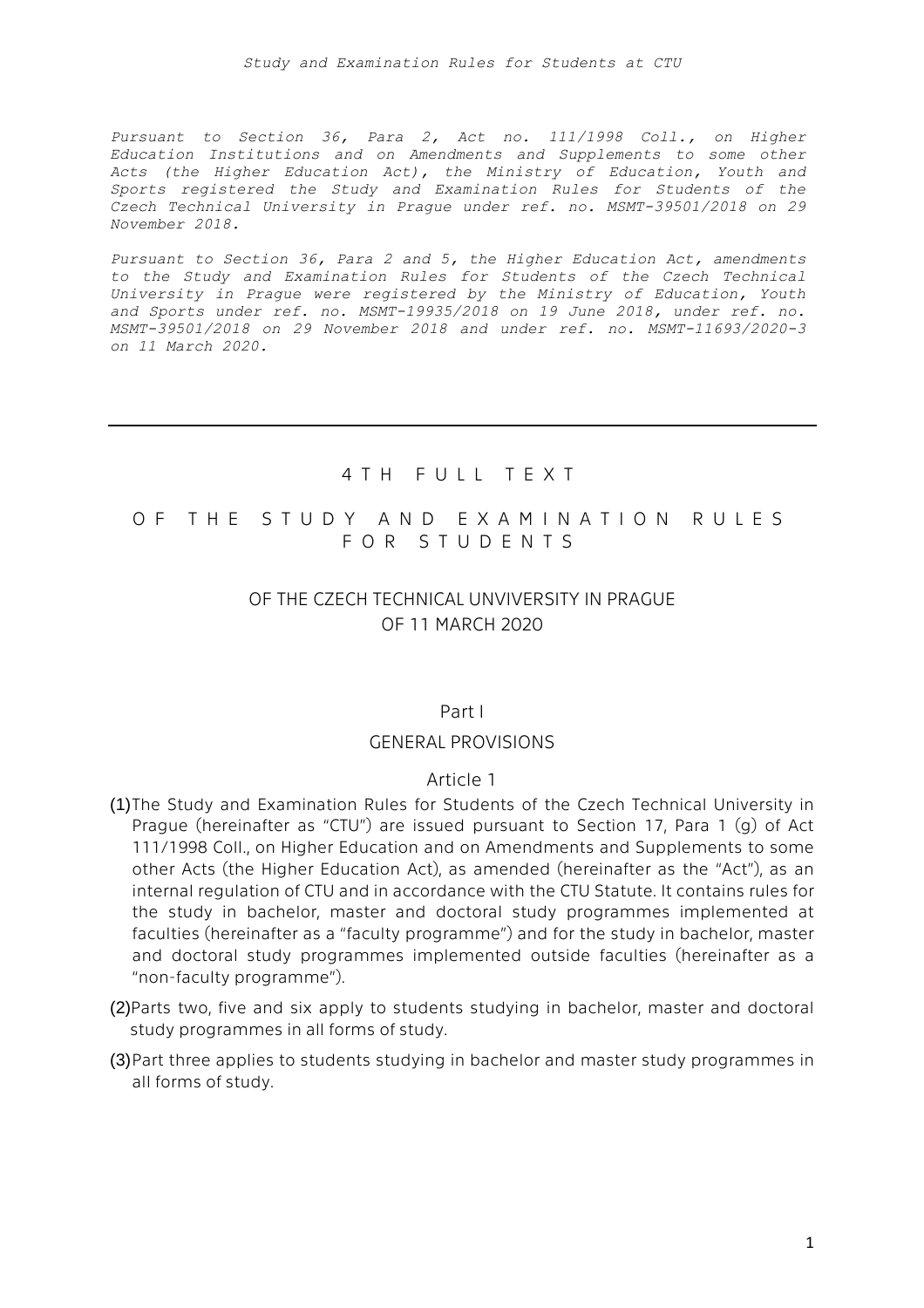*Pursuant to Section 36, Para 2, Act no. 111/1998 Coll., on Higher Education Institutions and on Amendments and Supplements to some other Acts (the Higher Education Act), the Ministry of Education, Youth and Sports registered the Study and Examination Rules for Students of the Czech Technical University in Prague under ref. no. MSMT-39501/2018 on 29 November 2018.*

*Pursuant to Section 36, Para 2 and 5, the Higher Education Act, amendments to the Study and Examination Rules for Students of the Czech Technical University in Prague were registered by the Ministry of Education, Youth and Sports under ref. no. MSMT-19935/2018 on 19 June 2018, under ref. no. MSMT-39501/2018 on 29 November 2018 and under ref. no. MSMT-11693/2020-3 on 11 March 2020.*

---

# 4TH FULL TEXT

# OF THE STUDY AND EXAMINATION RULES FOR STUDENTS

## OF THE CZECH TECHNICAL UNVIVERSITY IN PRAGUE OF 11 MARCH 2020

## Part I

## GENERAL PROVISIONS

### Article 1

(1) The Study and Examination Rules for Students of the Czech Technical University in Prague (hereinafter as "CTU") are issued pursuant to Section 17, Para 1 (g) of Act 111/1998 Coll., on Higher Education and on Amendments and Supplements to some other Acts (the Higher Education Act), as amended (hereinafter as the "Act"), as an internal regulation of CTU and in accordance with the CTU Statute. It contains rules for the study in bachelor, master and doctoral study programmes implemented at faculties (hereinafter as a "faculty programme") and for the study in bachelor, master and doctoral study programmes implemented outside faculties (hereinafter as a "non-faculty programme").

(2) Parts two, five and six apply to students studying in bachelor, master and doctoral study programmes in all forms of study.

(3) Part three applies to students studying in bachelor and master study programmes in all forms of study.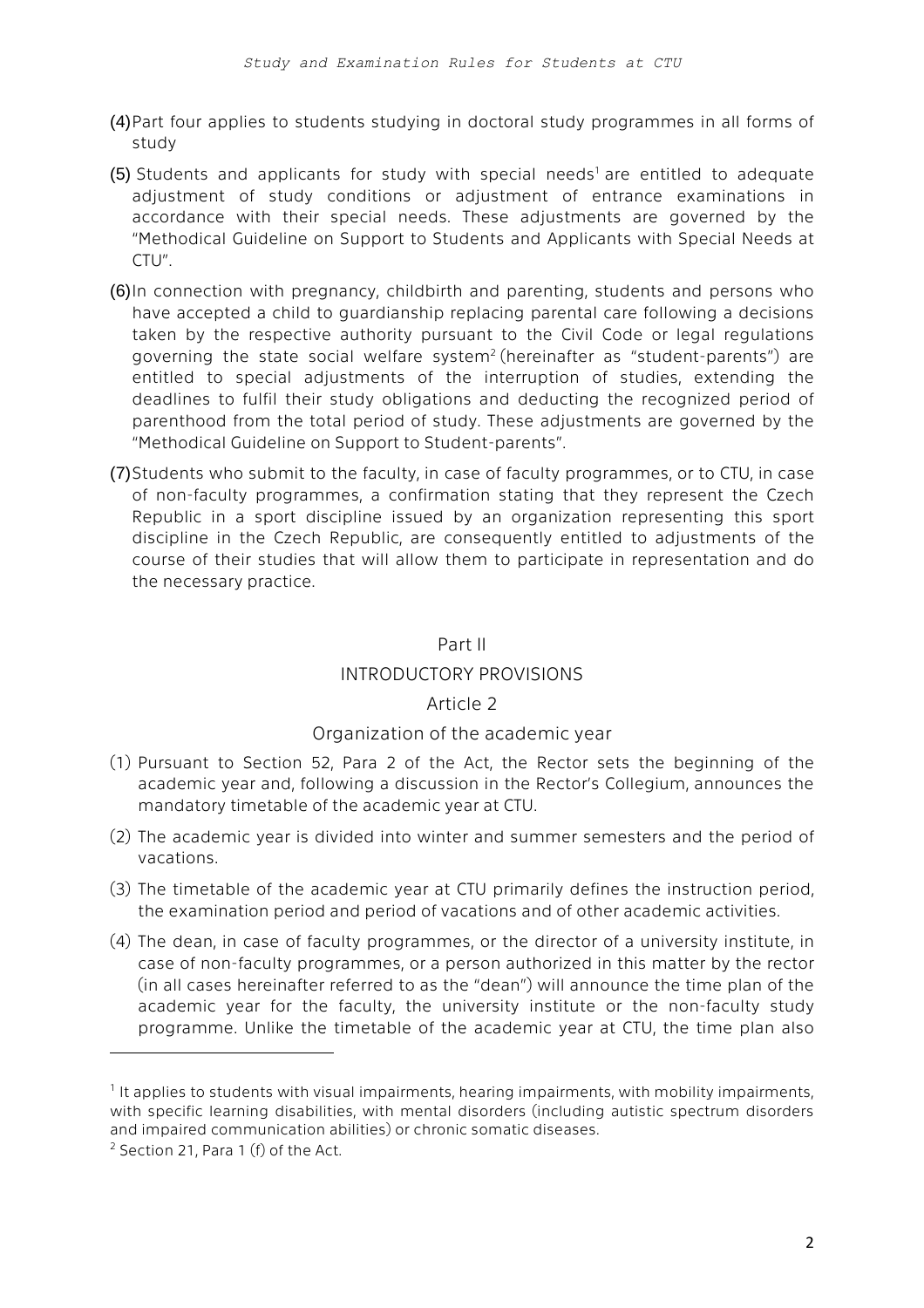(4) Part four applies to students studying in doctoral study programmes in all forms of study

(5) Students and applicants for study with special needs[1] are entitled to adequate adjustment of study conditions or adjustment of entrance examinations in accordance with their special needs. These adjustments are governed by the "Methodical Guideline on Support to Students and Applicants with Special Needs at CTU".

(6) In connection with pregnancy, childbirth and parenting, students and persons who have accepted a child to guardianship replacing parental care following a decisions taken by the respective authority pursuant to the Civil Code or legal regulations governing the state social welfare system[2] (hereinafter as "student-parents") are entitled to special adjustments of the interruption of studies, extending the deadlines to fulfil their study obligations and deducting the recognized period of parenthood from the total period of study. These adjustments are governed by the "Methodical Guideline on Support to Student-parents".

(7) Students who submit to the faculty, in case of faculty programmes, or to CTU, in case of non-faculty programmes, a confirmation stating that they represent the Czech Republic in a sport discipline issued by an organization representing this sport discipline in the Czech Republic, are consequently entitled to adjustments of the course of their studies that will allow them to participate in representation and do the necessary practice.

## Part II

## INTRODUCTORY PROVISIONS

### Article 2

### Organization of the academic year

(1) Pursuant to Section 52, Para 2 of the Act, the Rector sets the beginning of the academic year and, following a discussion in the Rector's Collegium, announces the mandatory timetable of the academic year at CTU.

(2) The academic year is divided into winter and summer semesters and the period of vacations.

(3) The timetable of the academic year at CTU primarily defines the instruction period, the examination period and period of vacations and of other academic activities.

(4) The dean, in case of faculty programmes, or the director of a university institute, in case of non-faculty programmes, or a person authorized in this matter by the rector (in all cases hereinafter referred to as the "dean") will announce the time plan of the academic year for the faculty, the university institute or the non-faculty study programme. Unlike the timetable of the academic year at CTU, the time plan also

---

[1] It applies to students with visual impairments, hearing impairments, with mobility impairments, with specific learning disabilities, with mental disorders (including autistic spectrum disorders and impaired communication abilities) or chronic somatic diseases.

[2] Section 21, Para 1 (f) of the Act.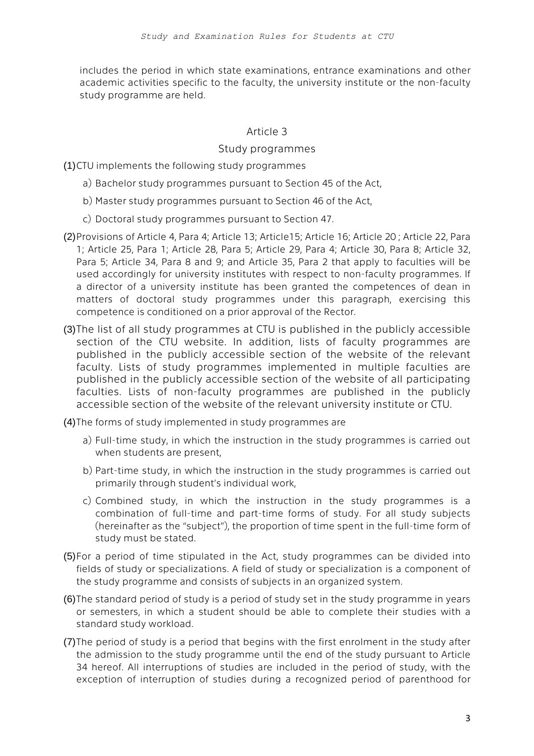includes the period in which state examinations, entrance examinations and other academic activities specific to the faculty, the university institute or the non-faculty study programme are held.

## Article 3

## Study programmes

(1) CTU implements the following study programmes

a) Bachelor study programmes pursuant to Section 45 of the Act,

b) Master study programmes pursuant to Section 46 of the Act,

c) Doctoral study programmes pursuant to Section 47.

(2) Provisions of Article 4, Para 4; Article 13; Article15; Article 16; Article 20 ; Article 22, Para 1; Article 25, Para 1; Article 28, Para 5; Article 29, Para 4; Article 30, Para 8; Article 32, Para 5; Article 34, Para 8 and 9; and Article 35, Para 2 that apply to faculties will be used accordingly for university institutes with respect to non-faculty programmes. If a director of a university institute has been granted the competences of dean in matters of doctoral study programmes under this paragraph, exercising this competence is conditioned on a prior approval of the Rector.

(3) The list of all study programmes at CTU is published in the publicly accessible section of the CTU website. In addition, lists of faculty programmes are published in the publicly accessible section of the website of the relevant faculty. Lists of study programmes implemented in multiple faculties are published in the publicly accessible section of the website of all participating faculties. Lists of non-faculty programmes are published in the publicly accessible section of the website of the relevant university institute or CTU.

(4) The forms of study implemented in study programmes are

a) Full-time study, in which the instruction in the study programmes is carried out when students are present,

b) Part-time study, in which the instruction in the study programmes is carried out primarily through student's individual work,

c) Combined study, in which the instruction in the study programmes is a combination of full-time and part-time forms of study. For all study subjects (hereinafter as the "subject"), the proportion of time spent in the full-time form of study must be stated.

(5) For a period of time stipulated in the Act, study programmes can be divided into fields of study or specializations. A field of study or specialization is a component of the study programme and consists of subjects in an organized system.

(6) The standard period of study is a period of study set in the study programme in years or semesters, in which a student should be able to complete their studies with a standard study workload.

(7) The period of study is a period that begins with the first enrolment in the study after the admission to the study programme until the end of the study pursuant to Article 34 hereof. All interruptions of studies are included in the period of study, with the exception of interruption of studies during a recognized period of parenthood for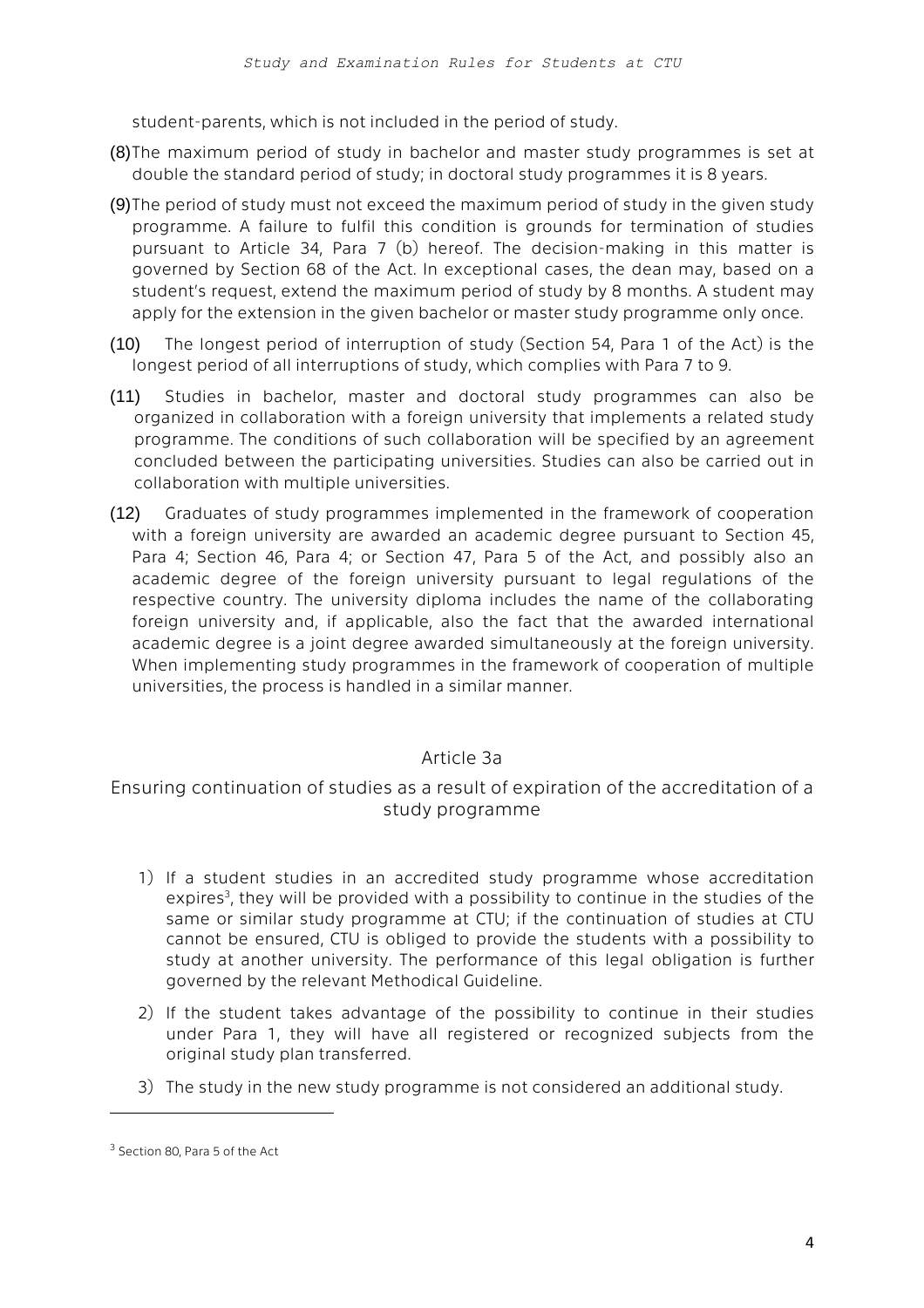student-parents, which is not included in the period of study.

(8) The maximum period of study in bachelor and master study programmes is set at double the standard period of study; in doctoral study programmes it is 8 years.

(9) The period of study must not exceed the maximum period of study in the given study programme. A failure to fulfil this condition is grounds for termination of studies pursuant to Article 34, Para 7 (b) hereof. The decision-making in this matter is governed by Section 68 of the Act. In exceptional cases, the dean may, based on a student's request, extend the maximum period of study by 8 months. A student may apply for the extension in the given bachelor or master study programme only once.

(10) The longest period of interruption of study (Section 54, Para 1 of the Act) is the longest period of all interruptions of study, which complies with Para 7 to 9.

(11) Studies in bachelor, master and doctoral study programmes can also be organized in collaboration with a foreign university that implements a related study programme. The conditions of such collaboration will be specified by an agreement concluded between the participating universities. Studies can also be carried out in collaboration with multiple universities.

(12) Graduates of study programmes implemented in the framework of cooperation with a foreign university are awarded an academic degree pursuant to Section 45, Para 4; Section 46, Para 4; or Section 47, Para 5 of the Act, and possibly also an academic degree of the foreign university pursuant to legal regulations of the respective country. The university diploma includes the name of the collaborating foreign university and, if applicable, also the fact that the awarded international academic degree is a joint degree awarded simultaneously at the foreign university. When implementing study programmes in the framework of cooperation of multiple universities, the process is handled in a similar manner.

## Article 3a

## Ensuring continuation of studies as a result of expiration of the accreditation of a study programme

1) If a student studies in an accredited study programme whose accreditation expires[3], they will be provided with a possibility to continue in the studies of the same or similar study programme at CTU; if the continuation of studies at CTU cannot be ensured, CTU is obliged to provide the students with a possibility to study at another university. The performance of this legal obligation is further governed by the relevant Methodical Guideline.

2) If the student takes advantage of the possibility to continue in their studies under Para 1, they will have all registered or recognized subjects from the original study plan transferred.

3) The study in the new study programme is not considered an additional study.

---

[3] Section 80, Para 5 of the Act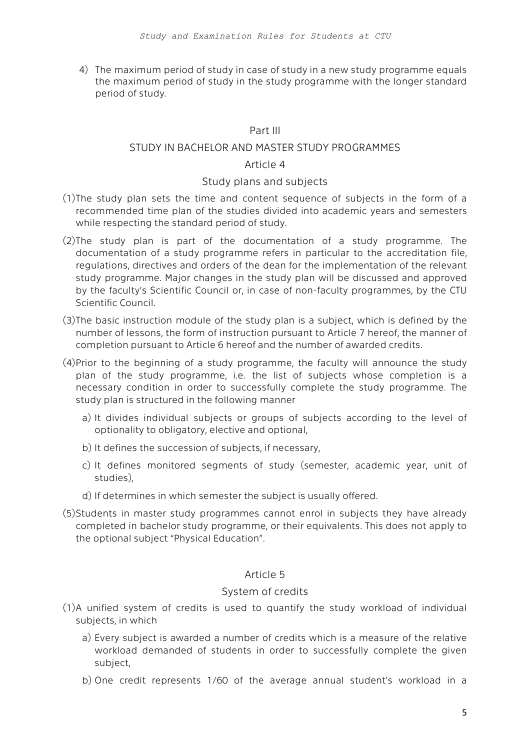4) The maximum period of study in case of study in a new study programme equals the maximum period of study in the study programme with the longer standard period of study.

## Part III

## STUDY IN BACHELOR AND MASTER STUDY PROGRAMMES

### Article 4

### Study plans and subjects

(1) The study plan sets the time and content sequence of subjects in the form of a recommended time plan of the studies divided into academic years and semesters while respecting the standard period of study.

(2) The study plan is part of the documentation of a study programme. The documentation of a study programme refers in particular to the accreditation file, regulations, directives and orders of the dean for the implementation of the relevant study programme. Major changes in the study plan will be discussed and approved by the faculty's Scientific Council or, in case of non-faculty programmes, by the CTU Scientific Council.

(3) The basic instruction module of the study plan is a subject, which is defined by the number of lessons, the form of instruction pursuant to Article 7 hereof, the manner of completion pursuant to Article 6 hereof and the number of awarded credits.

(4) Prior to the beginning of a study programme, the faculty will announce the study plan of the study programme, i.e. the list of subjects whose completion is a necessary condition in order to successfully complete the study programme. The study plan is structured in the following manner

a) It divides individual subjects or groups of subjects according to the level of optionality to obligatory, elective and optional,

b) It defines the succession of subjects, if necessary,

c) It defines monitored segments of study (semester, academic year, unit of studies),

d) If determines in which semester the subject is usually offered.

(5) Students in master study programmes cannot enrol in subjects they have already completed in bachelor study programme, or their equivalents. This does not apply to the optional subject "Physical Education".

### Article 5

### System of credits

(1) A unified system of credits is used to quantify the study workload of individual subjects, in which

a) Every subject is awarded a number of credits which is a measure of the relative workload demanded of students in order to successfully complete the given subject,

b) One credit represents 1/60 of the average annual student's workload in a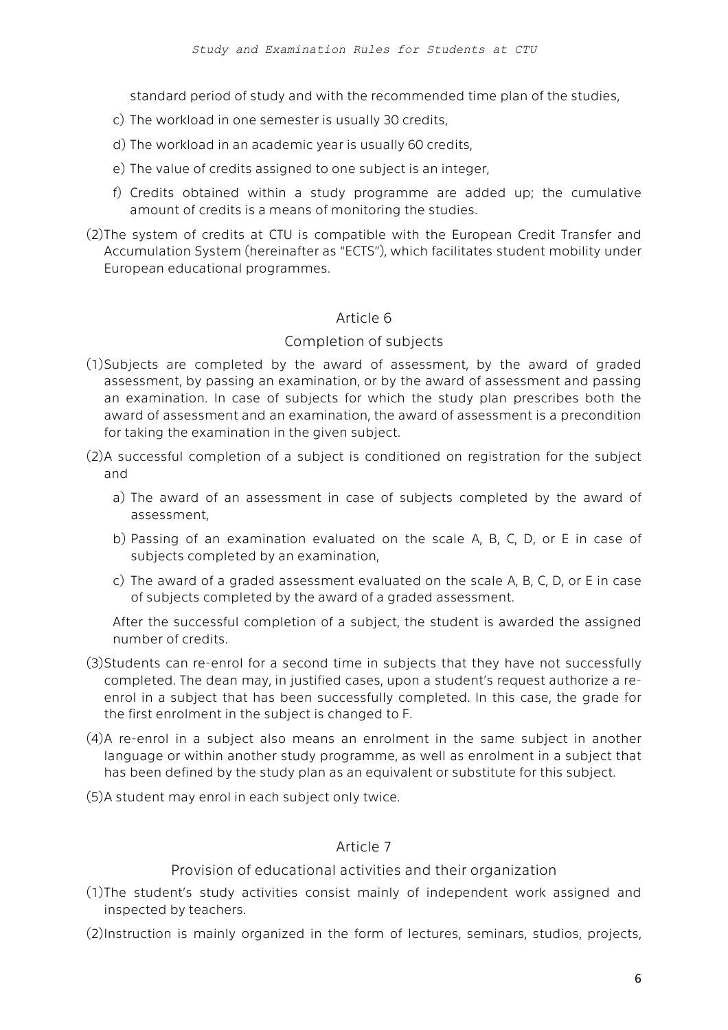standard period of study and with the recommended time plan of the studies,

c) The workload in one semester is usually 30 credits,

d) The workload in an academic year is usually 60 credits,

e) The value of credits assigned to one subject is an integer,

f) Credits obtained within a study programme are added up; the cumulative amount of credits is a means of monitoring the studies.

(2) The system of credits at CTU is compatible with the European Credit Transfer and Accumulation System (hereinafter as "ECTS"), which facilitates student mobility under European educational programmes.

## Article 6

## Completion of subjects

(1) Subjects are completed by the award of assessment, by the award of graded assessment, by passing an examination, or by the award of assessment and passing an examination. In case of subjects for which the study plan prescribes both the award of assessment and an examination, the award of assessment is a precondition for taking the examination in the given subject.

(2) A successful completion of a subject is conditioned on registration for the subject and

a) The award of an assessment in case of subjects completed by the award of assessment,

b) Passing of an examination evaluated on the scale A, B, C, D, or E in case of subjects completed by an examination,

c) The award of a graded assessment evaluated on the scale A, B, C, D, or E in case of subjects completed by the award of a graded assessment.

After the successful completion of a subject, the student is awarded the assigned number of credits.

(3) Students can re-enrol for a second time in subjects that they have not successfully completed. The dean may, in justified cases, upon a student's request authorize a re-enrol in a subject that has been successfully completed. In this case, the grade for the first enrolment in the subject is changed to F.

(4) A re-enrol in a subject also means an enrolment in the same subject in another language or within another study programme, as well as enrolment in a subject that has been defined by the study plan as an equivalent or substitute for this subject.

(5) A student may enrol in each subject only twice.

## Article 7

## Provision of educational activities and their organization

(1) The student's study activities consist mainly of independent work assigned and inspected by teachers.

(2) Instruction is mainly organized in the form of lectures, seminars, studios, projects,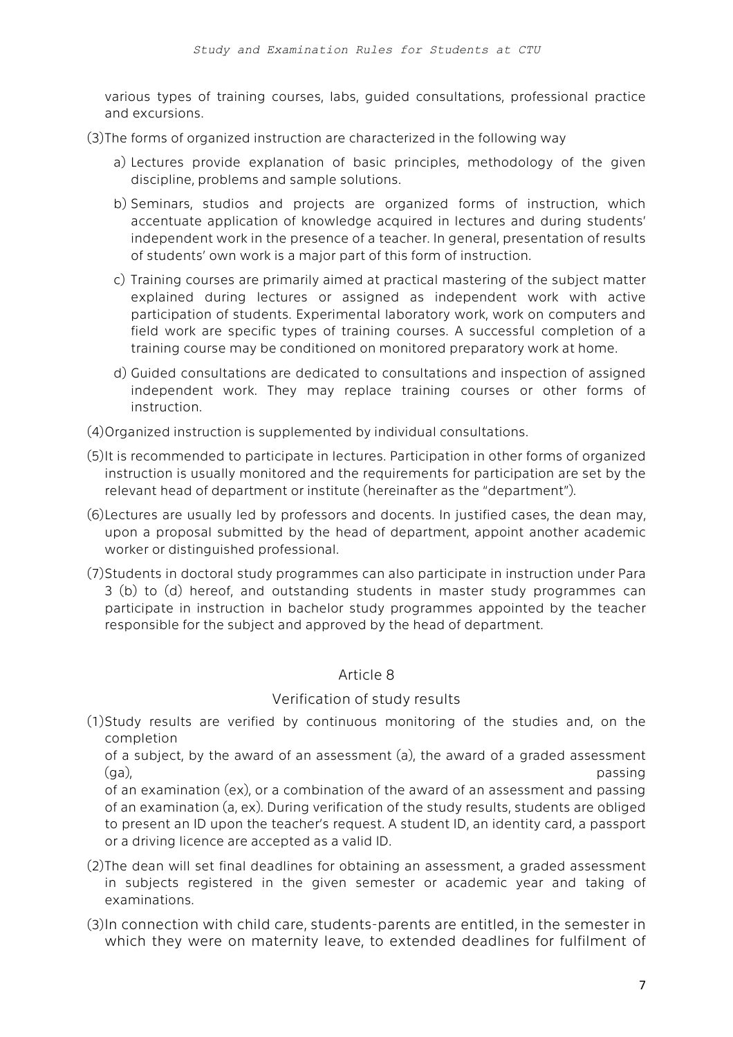various types of training courses, labs, guided consultations, professional practice and excursions.

(3) The forms of organized instruction are characterized in the following way

a) Lectures provide explanation of basic principles, methodology of the given discipline, problems and sample solutions.

b) Seminars, studios and projects are organized forms of instruction, which accentuate application of knowledge acquired in lectures and during students' independent work in the presence of a teacher. In general, presentation of results of students' own work is a major part of this form of instruction.

c) Training courses are primarily aimed at practical mastering of the subject matter explained during lectures or assigned as independent work with active participation of students. Experimental laboratory work, work on computers and field work are specific types of training courses. A successful completion of a training course may be conditioned on monitored preparatory work at home.

d) Guided consultations are dedicated to consultations and inspection of assigned independent work. They may replace training courses or other forms of instruction.

(4) Organized instruction is supplemented by individual consultations.

(5) It is recommended to participate in lectures. Participation in other forms of organized instruction is usually monitored and the requirements for participation are set by the relevant head of department or institute (hereinafter as the "department").

(6) Lectures are usually led by professors and docents. In justified cases, the dean may, upon a proposal submitted by the head of department, appoint another academic worker or distinguished professional.

(7) Students in doctoral study programmes can also participate in instruction under Para 3 (b) to (d) hereof, and outstanding students in master study programmes can participate in instruction in bachelor study programmes appointed by the teacher responsible for the subject and approved by the head of department.

## Article 8

### Verification of study results

(1) Study results are verified by continuous monitoring of the studies and, on the completion of a subject, by the award of an assessment (a), the award of a graded assessment (ga), passing of an examination (ex), or a combination of the award of an assessment and passing of an examination (a, ex). During verification of the study results, students are obliged to present an ID upon the teacher's request. A student ID, an identity card, a passport or a driving licence are accepted as a valid ID.

(2) The dean will set final deadlines for obtaining an assessment, a graded assessment in subjects registered in the given semester or academic year and taking of examinations.

(3) In connection with child care, students-parents are entitled, in the semester in which they were on maternity leave, to extended deadlines for fulfilment of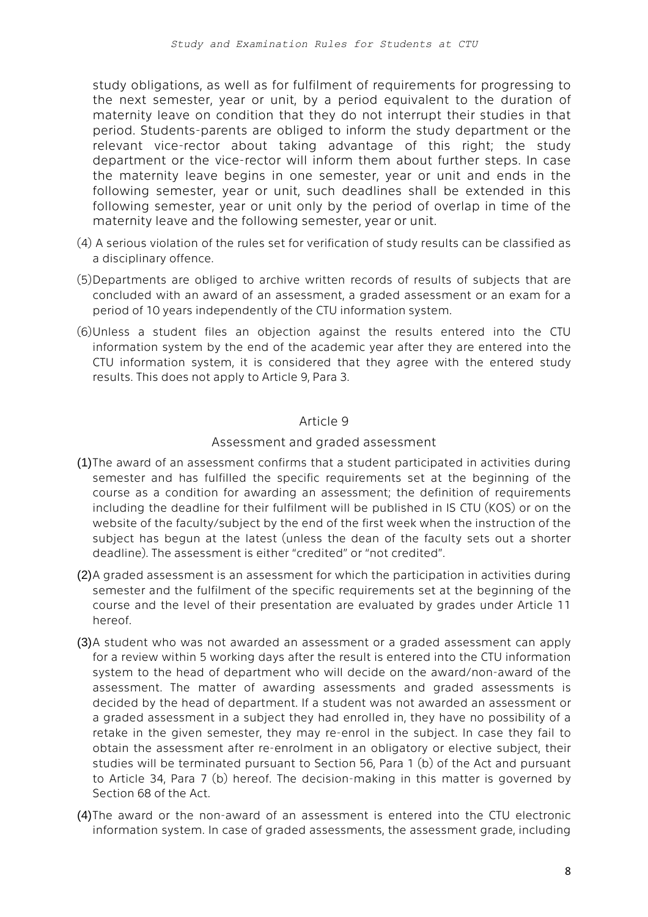study obligations, as well as for fulfilment of requirements for progressing to the next semester, year or unit, by a period equivalent to the duration of maternity leave on condition that they do not interrupt their studies in that period. Students-parents are obliged to inform the study department or the relevant vice-rector about taking advantage of this right; the study department or the vice-rector will inform them about further steps. In case the maternity leave begins in one semester, year or unit and ends in the following semester, year or unit, such deadlines shall be extended in this following semester, year or unit only by the period of overlap in time of the maternity leave and the following semester, year or unit.

(4) A serious violation of the rules set for verification of study results can be classified as a disciplinary offence.

(5) Departments are obliged to archive written records of results of subjects that are concluded with an award of an assessment, a graded assessment or an exam for a period of 10 years independently of the CTU information system.

(6) Unless a student files an objection against the results entered into the CTU information system by the end of the academic year after they are entered into the CTU information system, it is considered that they agree with the entered study results. This does not apply to Article 9, Para 3.

## Article 9

### Assessment and graded assessment

(1) The award of an assessment confirms that a student participated in activities during semester and has fulfilled the specific requirements set at the beginning of the course as a condition for awarding an assessment; the definition of requirements including the deadline for their fulfilment will be published in IS CTU (KOS) or on the website of the faculty/subject by the end of the first week when the instruction of the subject has begun at the latest (unless the dean of the faculty sets out a shorter deadline). The assessment is either "credited" or "not credited".

(2) A graded assessment is an assessment for which the participation in activities during semester and the fulfilment of the specific requirements set at the beginning of the course and the level of their presentation are evaluated by grades under Article 11 hereof.

(3) A student who was not awarded an assessment or a graded assessment can apply for a review within 5 working days after the result is entered into the CTU information system to the head of department who will decide on the award/non-award of the assessment. The matter of awarding assessments and graded assessments is decided by the head of department. If a student was not awarded an assessment or a graded assessment in a subject they had enrolled in, they have no possibility of a retake in the given semester, they may re-enrol in the subject. In case they fail to obtain the assessment after re-enrolment in an obligatory or elective subject, their studies will be terminated pursuant to Section 56, Para 1 (b) of the Act and pursuant to Article 34, Para 7 (b) hereof. The decision-making in this matter is governed by Section 68 of the Act.

(4) The award or the non-award of an assessment is entered into the CTU electronic information system. In case of graded assessments, the assessment grade, including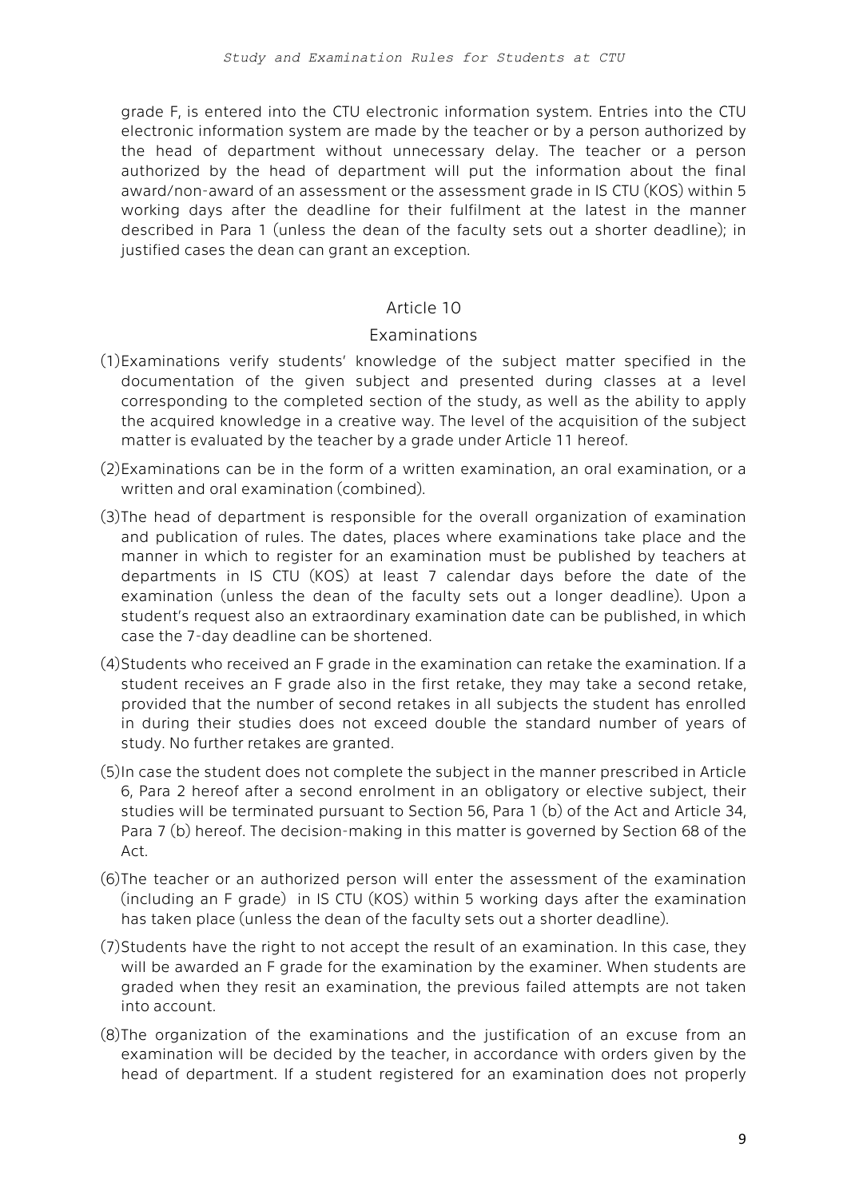grade F, is entered into the CTU electronic information system. Entries into the CTU electronic information system are made by the teacher or by a person authorized by the head of department without unnecessary delay. The teacher or a person authorized by the head of department will put the information about the final award/non-award of an assessment or the assessment grade in IS CTU (KOS) within 5 working days after the deadline for their fulfilment at the latest in the manner described in Para 1 (unless the dean of the faculty sets out a shorter deadline); in justified cases the dean can grant an exception.

## Article 10

## Examinations

(1) Examinations verify students' knowledge of the subject matter specified in the documentation of the given subject and presented during classes at a level corresponding to the completed section of the study, as well as the ability to apply the acquired knowledge in a creative way. The level of the acquisition of the subject matter is evaluated by the teacher by a grade under Article 11 hereof.

(2) Examinations can be in the form of a written examination, an oral examination, or a written and oral examination (combined).

(3) The head of department is responsible for the overall organization of examination and publication of rules. The dates, places where examinations take place and the manner in which to register for an examination must be published by teachers at departments in IS CTU (KOS) at least 7 calendar days before the date of the examination (unless the dean of the faculty sets out a longer deadline). Upon a student's request also an extraordinary examination date can be published, in which case the 7-day deadline can be shortened.

(4) Students who received an F grade in the examination can retake the examination. If a student receives an F grade also in the first retake, they may take a second retake, provided that the number of second retakes in all subjects the student has enrolled in during their studies does not exceed double the standard number of years of study. No further retakes are granted.

(5) In case the student does not complete the subject in the manner prescribed in Article 6, Para 2 hereof after a second enrolment in an obligatory or elective subject, their studies will be terminated pursuant to Section 56, Para 1 (b) of the Act and Article 34, Para 7 (b) hereof. The decision-making in this matter is governed by Section 68 of the Act.

(6) The teacher or an authorized person will enter the assessment of the examination (including an F grade) in IS CTU (KOS) within 5 working days after the examination has taken place (unless the dean of the faculty sets out a shorter deadline).

(7) Students have the right to not accept the result of an examination. In this case, they will be awarded an F grade for the examination by the examiner. When students are graded when they resit an examination, the previous failed attempts are not taken into account.

(8) The organization of the examinations and the justification of an excuse from an examination will be decided by the teacher, in accordance with orders given by the head of department. If a student registered for an examination does not properly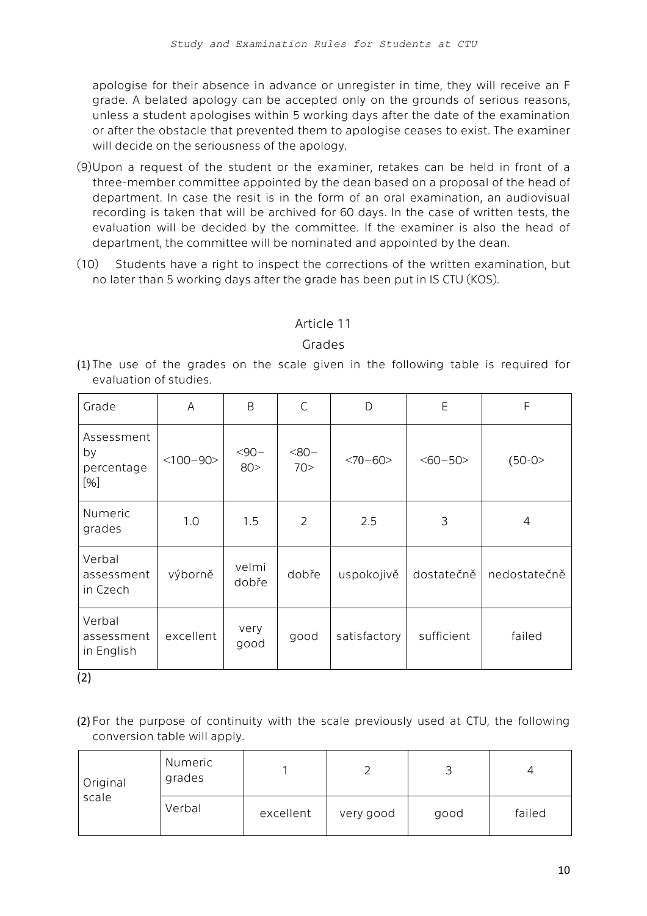apologise for their absence in advance or unregister in time, they will receive an F grade. A belated apology can be accepted only on the grounds of serious reasons, unless a student apologises within 5 working days after the date of the examination or after the obstacle that prevented them to apologise ceases to exist. The examiner will decide on the seriousness of the apology.

(9) Upon a request of the student or the examiner, retakes can be held in front of a three-member committee appointed by the dean based on a proposal of the head of department. In case the resit is in the form of an oral examination, an audiovisual recording is taken that will be archived for 60 days. In the case of written tests, the evaluation will be decided by the committee. If the examiner is also the head of department, the committee will be nominated and appointed by the dean.

(10) Students have a right to inspect the corrections of the written examination, but no later than 5 working days after the grade has been put in IS CTU (KOS).

## Article 11

## Grades

(1) The use of the grades on the scale given in the following table is required for evaluation of studies.

| Grade | A | B | C | D | E | F |
|---|---|---|---|---|---|---|
| Assessment by percentage [%] | <100−90> | <90−80> | <80−70> | <70−60> | <60−50> | (50-0> |
| Numeric grades | 1.0 | 1.5 | 2 | 2.5 | 3 | 4 |
| Verbal assessment in Czech | výborně | velmi dobře | dobře | uspokojivě | dostatečně | nedostatečně |
| Verbal assessment in English | excellent | very good | good | satisfactory | sufficient | failed |

(2)

(2) For the purpose of continuity with the scale previously used at CTU, the following conversion table will apply.

| Original scale | Numeric grades | 1 | 2 | 3 | 4 |
|---|---|---|---|---|---|
| | Verbal | excellent | very good | good | failed |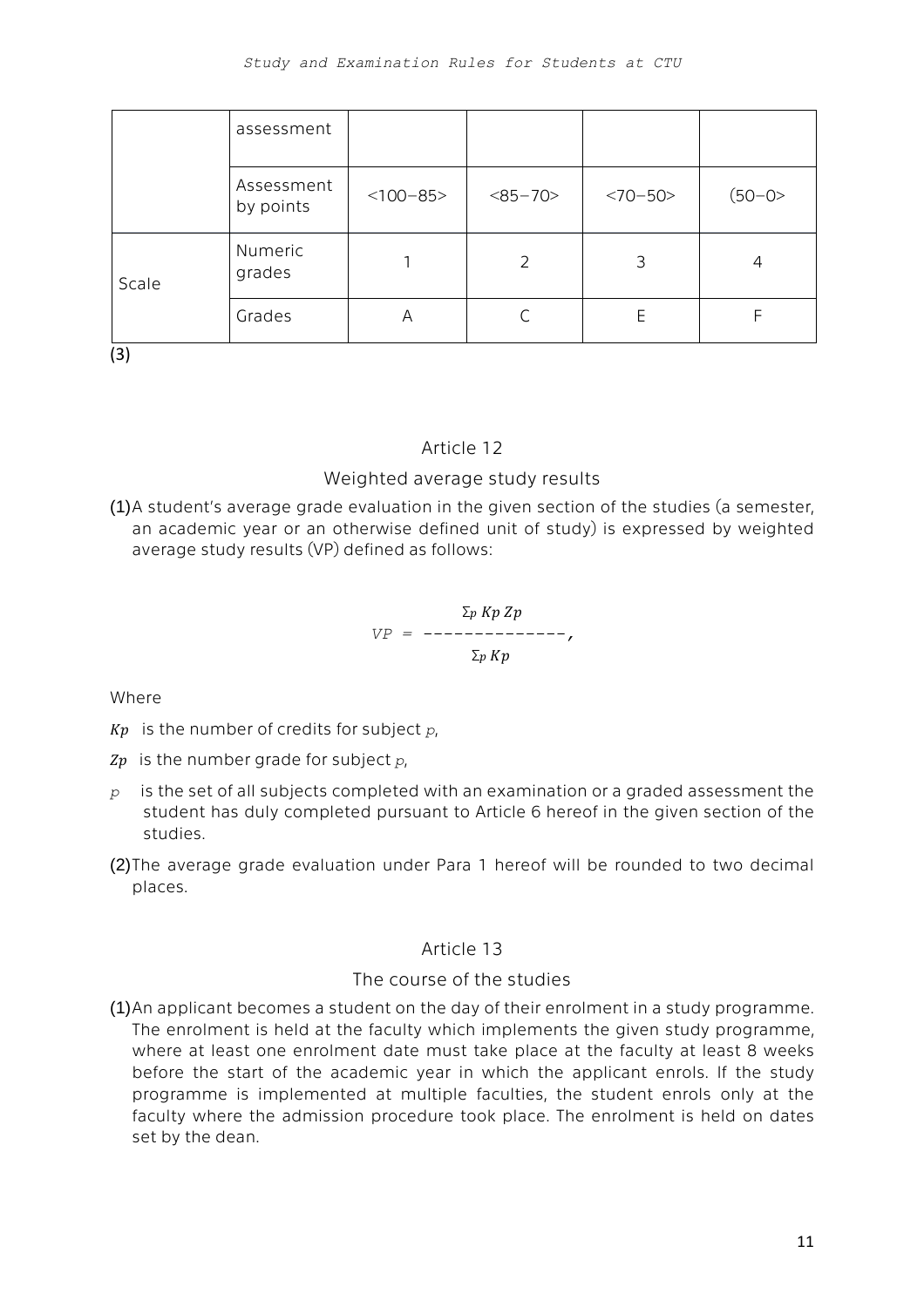| | assessment | | | | |
|---|---|---|---|---|---|
| | Assessment by points | <100–85> | <85–70> | <70–50> | (50–0> |
| Scale | Numeric grades | 1 | 2 | 3 | 4 |
| | Grades | A | C | E | F |

(3)

## Article 12

### Weighted average study results

(1) A student's average grade evaluation in the given section of the studies (a semester, an academic year or an otherwise defined unit of study) is expressed by weighted average study results (VP) defined as follows:

$$VP = \frac{\sum_p K_p Z_p}{\sum_p K_p},$$

Where

$K_p$ is the number of credits for subject $p$,

$Z_p$ is the number grade for subject $p$,

$p$ is the set of all subjects completed with an examination or a graded assessment the student has duly completed pursuant to Article 6 hereof in the given section of the studies.

(2) The average grade evaluation under Para 1 hereof will be rounded to two decimal places.

## Article 13

### The course of the studies

(1) An applicant becomes a student on the day of their enrolment in a study programme. The enrolment is held at the faculty which implements the given study programme, where at least one enrolment date must take place at the faculty at least 8 weeks before the start of the academic year in which the applicant enrols. If the study programme is implemented at multiple faculties, the student enrols only at the faculty where the admission procedure took place. The enrolment is held on dates set by the dean.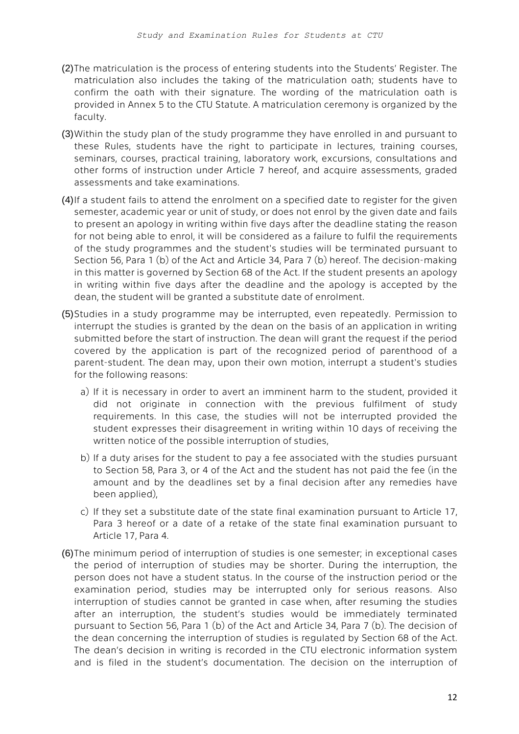(2) The matriculation is the process of entering students into the Students' Register. The matriculation also includes the taking of the matriculation oath; students have to confirm the oath with their signature. The wording of the matriculation oath is provided in Annex 5 to the CTU Statute. A matriculation ceremony is organized by the faculty.

(3) Within the study plan of the study programme they have enrolled in and pursuant to these Rules, students have the right to participate in lectures, training courses, seminars, courses, practical training, laboratory work, excursions, consultations and other forms of instruction under Article 7 hereof, and acquire assessments, graded assessments and take examinations.

(4) If a student fails to attend the enrolment on a specified date to register for the given semester, academic year or unit of study, or does not enrol by the given date and fails to present an apology in writing within five days after the deadline stating the reason for not being able to enrol, it will be considered as a failure to fulfil the requirements of the study programmes and the student's studies will be terminated pursuant to Section 56, Para 1 (b) of the Act and Article 34, Para 7 (b) hereof. The decision-making in this matter is governed by Section 68 of the Act. If the student presents an apology in writing within five days after the deadline and the apology is accepted by the dean, the student will be granted a substitute date of enrolment.

(5) Studies in a study programme may be interrupted, even repeatedly. Permission to interrupt the studies is granted by the dean on the basis of an application in writing submitted before the start of instruction. The dean will grant the request if the period covered by the application is part of the recognized period of parenthood of a parent-student. The dean may, upon their own motion, interrupt a student's studies for the following reasons:

   a) If it is necessary in order to avert an imminent harm to the student, provided it did not originate in connection with the previous fulfilment of study requirements. In this case, the studies will not be interrupted provided the student expresses their disagreement in writing within 10 days of receiving the written notice of the possible interruption of studies,

   b) If a duty arises for the student to pay a fee associated with the studies pursuant to Section 58, Para 3, or 4 of the Act and the student has not paid the fee (in the amount and by the deadlines set by a final decision after any remedies have been applied),

   c) If they set a substitute date of the state final examination pursuant to Article 17, Para 3 hereof or a date of a retake of the state final examination pursuant to Article 17, Para 4.

(6) The minimum period of interruption of studies is one semester; in exceptional cases the period of interruption of studies may be shorter. During the interruption, the person does not have a student status. In the course of the instruction period or the examination period, studies may be interrupted only for serious reasons. Also interruption of studies cannot be granted in case when, after resuming the studies after an interruption, the student's studies would be immediately terminated pursuant to Section 56, Para 1 (b) of the Act and Article 34, Para 7 (b). The decision of the dean concerning the interruption of studies is regulated by Section 68 of the Act. The dean's decision in writing is recorded in the CTU electronic information system and is filed in the student's documentation. The decision on the interruption of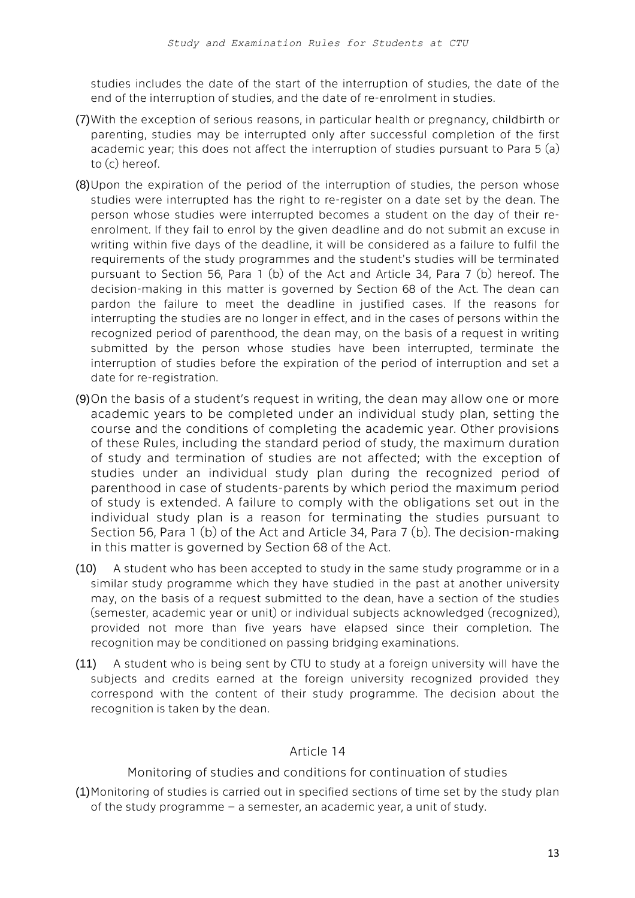studies includes the date of the start of the interruption of studies, the date of the end of the interruption of studies, and the date of re-enrolment in studies.

(7) With the exception of serious reasons, in particular health or pregnancy, childbirth or parenting, studies may be interrupted only after successful completion of the first academic year; this does not affect the interruption of studies pursuant to Para 5 (a) to (c) hereof.

(8) Upon the expiration of the period of the interruption of studies, the person whose studies were interrupted has the right to re-register on a date set by the dean. The person whose studies were interrupted becomes a student on the day of their re-enrolment. If they fail to enrol by the given deadline and do not submit an excuse in writing within five days of the deadline, it will be considered as a failure to fulfil the requirements of the study programmes and the student's studies will be terminated pursuant to Section 56, Para 1 (b) of the Act and Article 34, Para 7 (b) hereof. The decision-making in this matter is governed by Section 68 of the Act. The dean can pardon the failure to meet the deadline in justified cases. If the reasons for interrupting the studies are no longer in effect, and in the cases of persons within the recognized period of parenthood, the dean may, on the basis of a request in writing submitted by the person whose studies have been interrupted, terminate the interruption of studies before the expiration of the period of interruption and set a date for re-registration.

(9) On the basis of a student's request in writing, the dean may allow one or more academic years to be completed under an individual study plan, setting the course and the conditions of completing the academic year. Other provisions of these Rules, including the standard period of study, the maximum duration of study and termination of studies are not affected; with the exception of studies under an individual study plan during the recognized period of parenthood in case of students-parents by which period the maximum period of study is extended. A failure to comply with the obligations set out in the individual study plan is a reason for terminating the studies pursuant to Section 56, Para 1 (b) of the Act and Article 34, Para 7 (b). The decision-making in this matter is governed by Section 68 of the Act.

(10) A student who has been accepted to study in the same study programme or in a similar study programme which they have studied in the past at another university may, on the basis of a request submitted to the dean, have a section of the studies (semester, academic year or unit) or individual subjects acknowledged (recognized), provided not more than five years have elapsed since their completion. The recognition may be conditioned on passing bridging examinations.

(11) A student who is being sent by CTU to study at a foreign university will have the subjects and credits earned at the foreign university recognized provided they correspond with the content of their study programme. The decision about the recognition is taken by the dean.

## Article 14

### Monitoring of studies and conditions for continuation of studies

(1) Monitoring of studies is carried out in specified sections of time set by the study plan of the study programme – a semester, an academic year, a unit of study.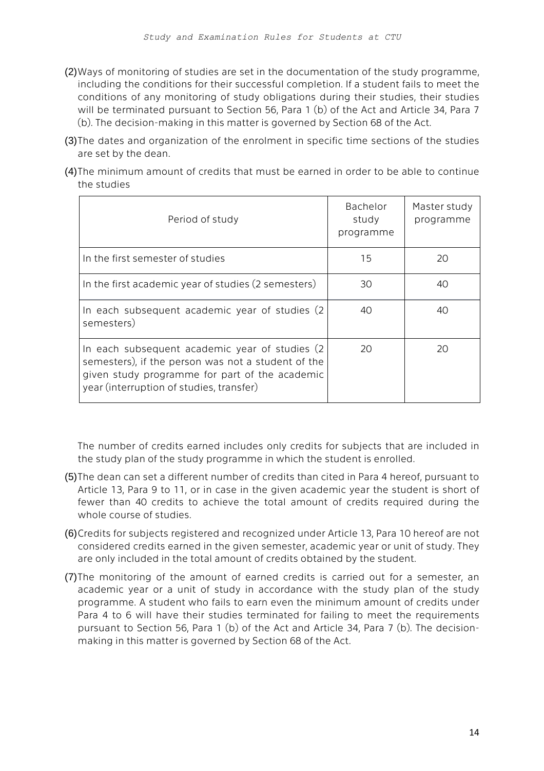(2) Ways of monitoring of studies are set in the documentation of the study programme, including the conditions for their successful completion. If a student fails to meet the conditions of any monitoring of study obligations during their studies, their studies will be terminated pursuant to Section 56, Para 1 (b) of the Act and Article 34, Para 7 (b). The decision-making in this matter is governed by Section 68 of the Act.

(3) The dates and organization of the enrolment in specific time sections of the studies are set by the dean.

(4) The minimum amount of credits that must be earned in order to be able to continue the studies

| Period of study | Bachelor study programme | Master study programme |
|---|---|---|
| In the first semester of studies | 15 | 20 |
| In the first academic year of studies (2 semesters) | 30 | 40 |
| In each subsequent academic year of studies (2 semesters) | 40 | 40 |
| In each subsequent academic year of studies (2 semesters), if the person was not a student of the given study programme for part of the academic year (interruption of studies, transfer) | 20 | 20 |

The number of credits earned includes only credits for subjects that are included in the study plan of the study programme in which the student is enrolled.

(5) The dean can set a different number of credits than cited in Para 4 hereof, pursuant to Article 13, Para 9 to 11, or in case in the given academic year the student is short of fewer than 40 credits to achieve the total amount of credits required during the whole course of studies.

(6) Credits for subjects registered and recognized under Article 13, Para 10 hereof are not considered credits earned in the given semester, academic year or unit of study. They are only included in the total amount of credits obtained by the student.

(7) The monitoring of the amount of earned credits is carried out for a semester, an academic year or a unit of study in accordance with the study plan of the study programme. A student who fails to earn even the minimum amount of credits under Para 4 to 6 will have their studies terminated for failing to meet the requirements pursuant to Section 56, Para 1 (b) of the Act and Article 34, Para 7 (b). The decision-making in this matter is governed by Section 68 of the Act.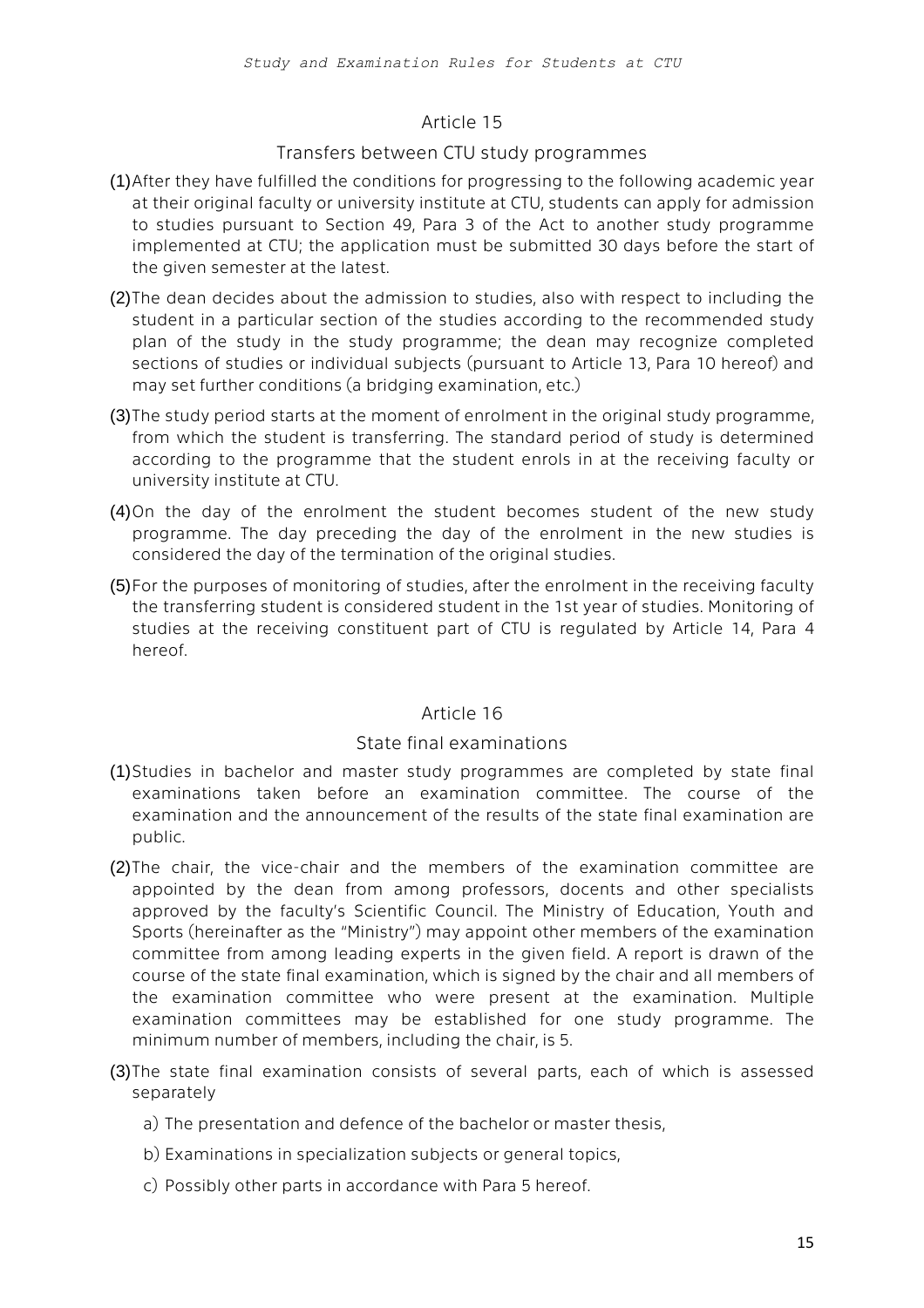## Article 15

### Transfers between CTU study programmes

(1) After they have fulfilled the conditions for progressing to the following academic year at their original faculty or university institute at CTU, students can apply for admission to studies pursuant to Section 49, Para 3 of the Act to another study programme implemented at CTU; the application must be submitted 30 days before the start of the given semester at the latest.

(2) The dean decides about the admission to studies, also with respect to including the student in a particular section of the studies according to the recommended study plan of the study in the study programme; the dean may recognize completed sections of studies or individual subjects (pursuant to Article 13, Para 10 hereof) and may set further conditions (a bridging examination, etc.)

(3) The study period starts at the moment of enrolment in the original study programme, from which the student is transferring. The standard period of study is determined according to the programme that the student enrols in at the receiving faculty or university institute at CTU.

(4) On the day of the enrolment the student becomes student of the new study programme. The day preceding the day of the enrolment in the new studies is considered the day of the termination of the original studies.

(5) For the purposes of monitoring of studies, after the enrolment in the receiving faculty the transferring student is considered student in the 1st year of studies. Monitoring of studies at the receiving constituent part of CTU is regulated by Article 14, Para 4 hereof.

## Article 16

### State final examinations

(1) Studies in bachelor and master study programmes are completed by state final examinations taken before an examination committee. The course of the examination and the announcement of the results of the state final examination are public.

(2) The chair, the vice-chair and the members of the examination committee are appointed by the dean from among professors, docents and other specialists approved by the faculty's Scientific Council. The Ministry of Education, Youth and Sports (hereinafter as the "Ministry") may appoint other members of the examination committee from among leading experts in the given field. A report is drawn of the course of the state final examination, which is signed by the chair and all members of the examination committee who were present at the examination. Multiple examination committees may be established for one study programme. The minimum number of members, including the chair, is 5.

(3) The state final examination consists of several parts, each of which is assessed separately

a) The presentation and defence of the bachelor or master thesis,

b) Examinations in specialization subjects or general topics,

c) Possibly other parts in accordance with Para 5 hereof.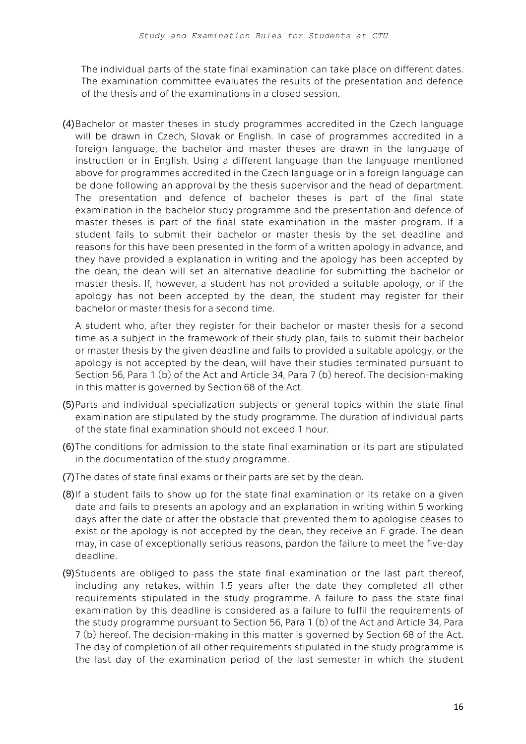The individual parts of the state final examination can take place on different dates. The examination committee evaluates the results of the presentation and defence of the thesis and of the examinations in a closed session.

(4) Bachelor or master theses in study programmes accredited in the Czech language will be drawn in Czech, Slovak or English. In case of programmes accredited in a foreign language, the bachelor and master theses are drawn in the language of instruction or in English. Using a different language than the language mentioned above for programmes accredited in the Czech language or in a foreign language can be done following an approval by the thesis supervisor and the head of department. The presentation and defence of bachelor theses is part of the final state examination in the bachelor study programme and the presentation and defence of master theses is part of the final state examination in the master program. If a student fails to submit their bachelor or master thesis by the set deadline and reasons for this have been presented in the form of a written apology in advance, and they have provided a explanation in writing and the apology has been accepted by the dean, the dean will set an alternative deadline for submitting the bachelor or master thesis. If, however, a student has not provided a suitable apology, or if the apology has not been accepted by the dean, the student may register for their bachelor or master thesis for a second time.

A student who, after they register for their bachelor or master thesis for a second time as a subject in the framework of their study plan, fails to submit their bachelor or master thesis by the given deadline and fails to provided a suitable apology, or the apology is not accepted by the dean, will have their studies terminated pursuant to Section 56, Para 1 (b) of the Act and Article 34, Para 7 (b) hereof. The decision-making in this matter is governed by Section 68 of the Act.

(5) Parts and individual specialization subjects or general topics within the state final examination are stipulated by the study programme. The duration of individual parts of the state final examination should not exceed 1 hour.

(6) The conditions for admission to the state final examination or its part are stipulated in the documentation of the study programme.

(7) The dates of state final exams or their parts are set by the dean.

(8) If a student fails to show up for the state final examination or its retake on a given date and fails to presents an apology and an explanation in writing within 5 working days after the date or after the obstacle that prevented them to apologise ceases to exist or the apology is not accepted by the dean, they receive an F grade. The dean may, in case of exceptionally serious reasons, pardon the failure to meet the five-day deadline.

(9) Students are obliged to pass the state final examination or the last part thereof, including any retakes, within 1.5 years after the date they completed all other requirements stipulated in the study programme. A failure to pass the state final examination by this deadline is considered as a failure to fulfil the requirements of the study programme pursuant to Section 56, Para 1 (b) of the Act and Article 34, Para 7 (b) hereof. The decision-making in this matter is governed by Section 68 of the Act. The day of completion of all other requirements stipulated in the study programme is the last day of the examination period of the last semester in which the student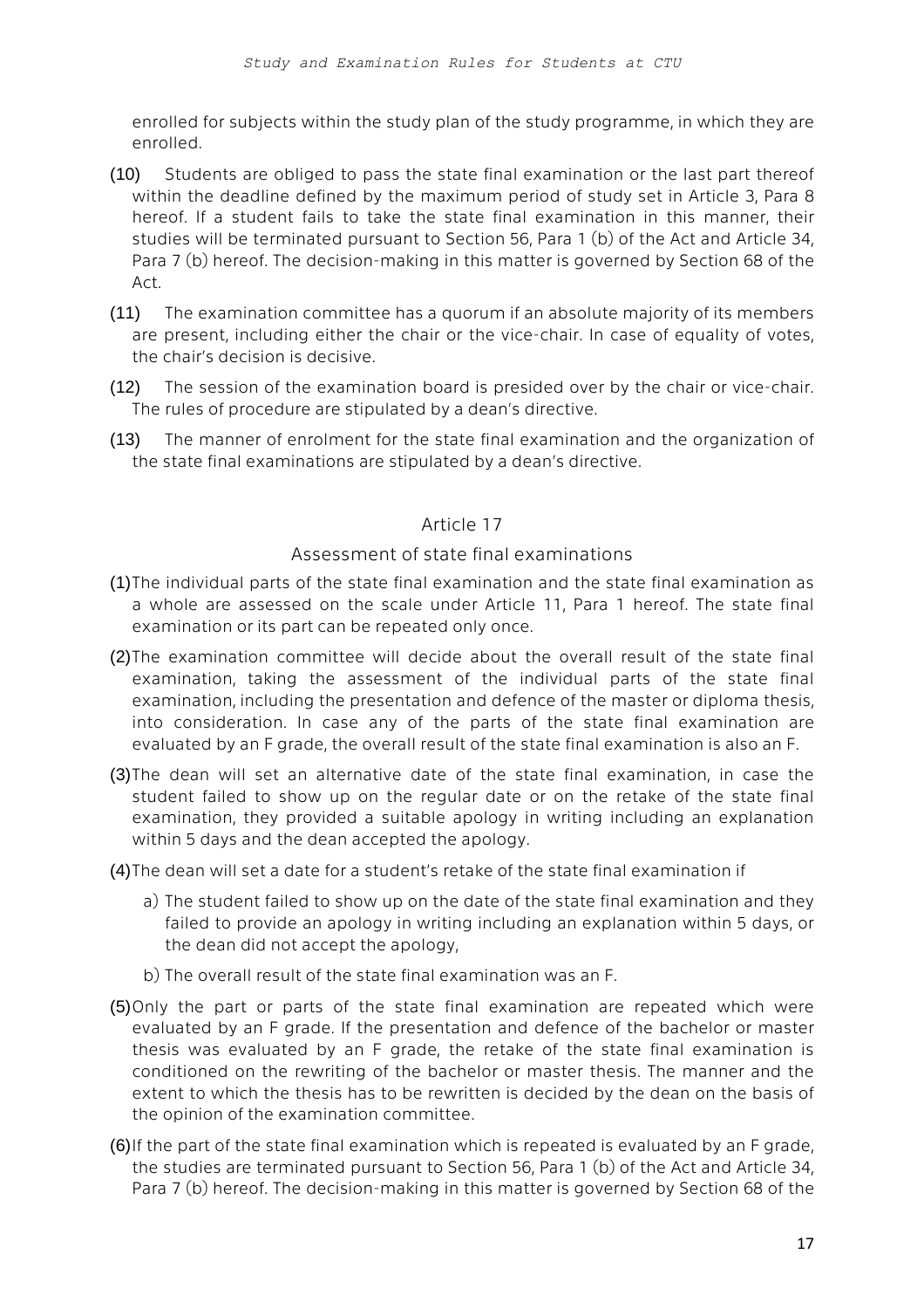enrolled for subjects within the study plan of the study programme, in which they are enrolled.

(10) Students are obliged to pass the state final examination or the last part thereof within the deadline defined by the maximum period of study set in Article 3, Para 8 hereof. If a student fails to take the state final examination in this manner, their studies will be terminated pursuant to Section 56, Para 1 (b) of the Act and Article 34, Para 7 (b) hereof. The decision-making in this matter is governed by Section 68 of the Act.

(11) The examination committee has a quorum if an absolute majority of its members are present, including either the chair or the vice-chair. In case of equality of votes, the chair's decision is decisive.

(12) The session of the examination board is presided over by the chair or vice-chair. The rules of procedure are stipulated by a dean's directive.

(13) The manner of enrolment for the state final examination and the organization of the state final examinations are stipulated by a dean's directive.

## Article 17

### Assessment of state final examinations

(1) The individual parts of the state final examination and the state final examination as a whole are assessed on the scale under Article 11, Para 1 hereof. The state final examination or its part can be repeated only once.

(2) The examination committee will decide about the overall result of the state final examination, taking the assessment of the individual parts of the state final examination, including the presentation and defence of the master or diploma thesis, into consideration. In case any of the parts of the state final examination are evaluated by an F grade, the overall result of the state final examination is also an F.

(3) The dean will set an alternative date of the state final examination, in case the student failed to show up on the regular date or on the retake of the state final examination, they provided a suitable apology in writing including an explanation within 5 days and the dean accepted the apology.

(4) The dean will set a date for a student's retake of the state final examination if

a) The student failed to show up on the date of the state final examination and they failed to provide an apology in writing including an explanation within 5 days, or the dean did not accept the apology,

b) The overall result of the state final examination was an F.

(5) Only the part or parts of the state final examination are repeated which were evaluated by an F grade. If the presentation and defence of the bachelor or master thesis was evaluated by an F grade, the retake of the state final examination is conditioned on the rewriting of the bachelor or master thesis. The manner and the extent to which the thesis has to be rewritten is decided by the dean on the basis of the opinion of the examination committee.

(6) If the part of the state final examination which is repeated is evaluated by an F grade, the studies are terminated pursuant to Section 56, Para 1 (b) of the Act and Article 34, Para 7 (b) hereof. The decision-making in this matter is governed by Section 68 of the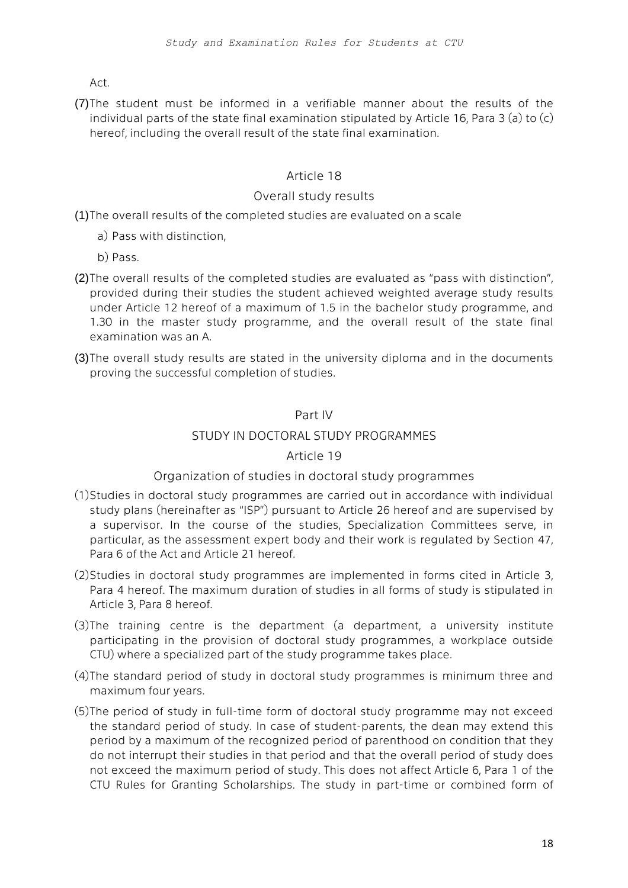Act.

(7) The student must be informed in a verifiable manner about the results of the individual parts of the state final examination stipulated by Article 16, Para 3 (a) to (c) hereof, including the overall result of the state final examination.

## Article 18

### Overall study results

(1) The overall results of the completed studies are evaluated on a scale

a) Pass with distinction,

b) Pass.

(2) The overall results of the completed studies are evaluated as "pass with distinction", provided during their studies the student achieved weighted average study results under Article 12 hereof of a maximum of 1.5 in the bachelor study programme, and 1.30 in the master study programme, and the overall result of the state final examination was an A.

(3) The overall study results are stated in the university diploma and in the documents proving the successful completion of studies.

# Part IV

## STUDY IN DOCTORAL STUDY PROGRAMMES

## Article 19

### Organization of studies in doctoral study programmes

(1) Studies in doctoral study programmes are carried out in accordance with individual study plans (hereinafter as "ISP") pursuant to Article 26 hereof and are supervised by a supervisor. In the course of the studies, Specialization Committees serve, in particular, as the assessment expert body and their work is regulated by Section 47, Para 6 of the Act and Article 21 hereof.

(2) Studies in doctoral study programmes are implemented in forms cited in Article 3, Para 4 hereof. The maximum duration of studies in all forms of study is stipulated in Article 3, Para 8 hereof.

(3) The training centre is the department (a department, a university institute participating in the provision of doctoral study programmes, a workplace outside CTU) where a specialized part of the study programme takes place.

(4) The standard period of study in doctoral study programmes is minimum three and maximum four years.

(5) The period of study in full-time form of doctoral study programme may not exceed the standard period of study. In case of student-parents, the dean may extend this period by a maximum of the recognized period of parenthood on condition that they do not interrupt their studies in that period and that the overall period of study does not exceed the maximum period of study. This does not affect Article 6, Para 1 of the CTU Rules for Granting Scholarships. The study in part-time or combined form of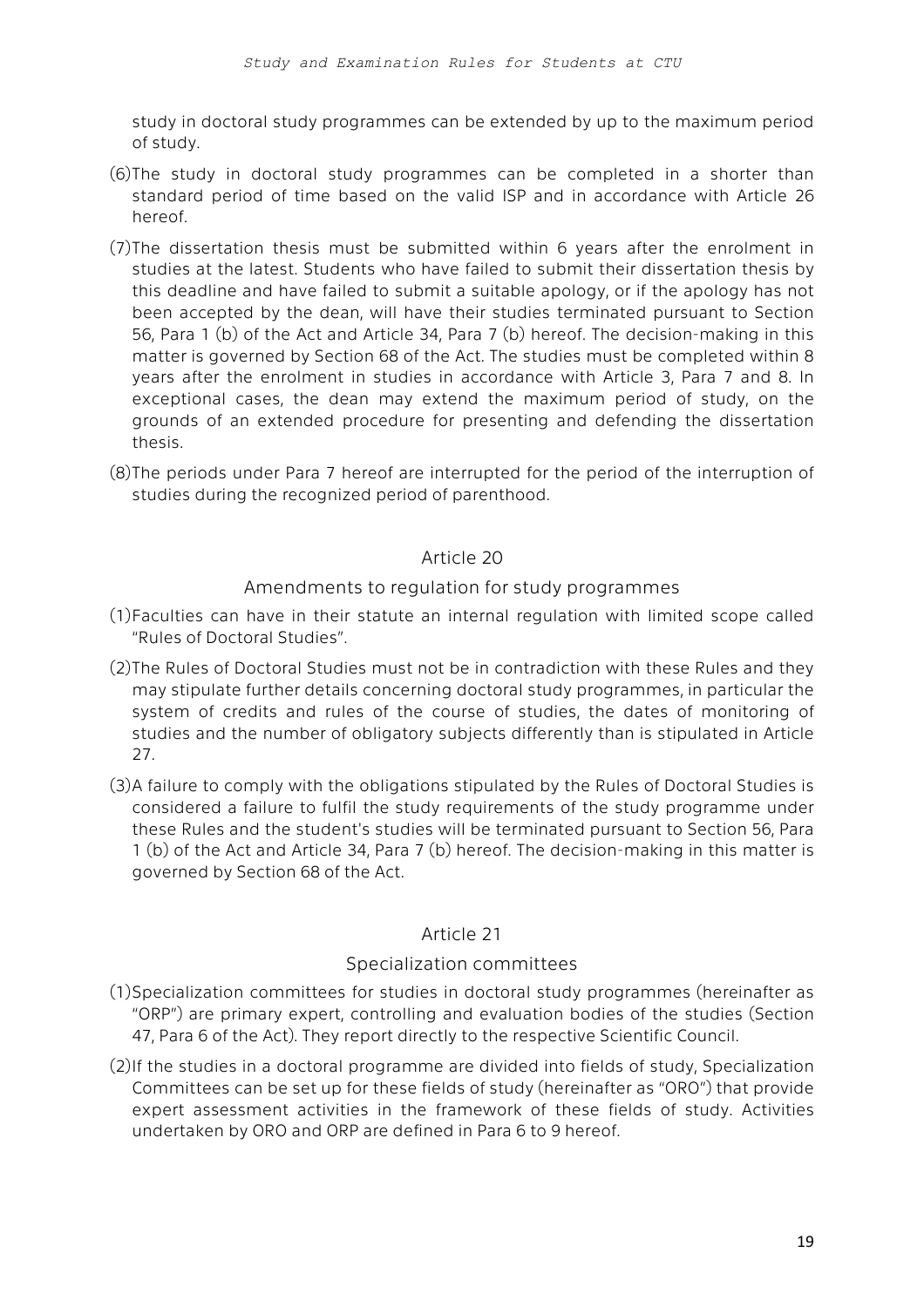study in doctoral study programmes can be extended by up to the maximum period of study.

(6) The study in doctoral study programmes can be completed in a shorter than standard period of time based on the valid ISP and in accordance with Article 26 hereof.

(7) The dissertation thesis must be submitted within 6 years after the enrolment in studies at the latest. Students who have failed to submit their dissertation thesis by this deadline and have failed to submit a suitable apology, or if the apology has not been accepted by the dean, will have their studies terminated pursuant to Section 56, Para 1 (b) of the Act and Article 34, Para 7 (b) hereof. The decision-making in this matter is governed by Section 68 of the Act. The studies must be completed within 8 years after the enrolment in studies in accordance with Article 3, Para 7 and 8. In exceptional cases, the dean may extend the maximum period of study, on the grounds of an extended procedure for presenting and defending the dissertation thesis.

(8) The periods under Para 7 hereof are interrupted for the period of the interruption of studies during the recognized period of parenthood.

## Article 20

### Amendments to regulation for study programmes

(1) Faculties can have in their statute an internal regulation with limited scope called "Rules of Doctoral Studies".

(2) The Rules of Doctoral Studies must not be in contradiction with these Rules and they may stipulate further details concerning doctoral study programmes, in particular the system of credits and rules of the course of studies, the dates of monitoring of studies and the number of obligatory subjects differently than is stipulated in Article 27.

(3) A failure to comply with the obligations stipulated by the Rules of Doctoral Studies is considered a failure to fulfil the study requirements of the study programme under these Rules and the student's studies will be terminated pursuant to Section 56, Para 1 (b) of the Act and Article 34, Para 7 (b) hereof. The decision-making in this matter is governed by Section 68 of the Act.

## Article 21

### Specialization committees

(1) Specialization committees for studies in doctoral study programmes (hereinafter as "ORP") are primary expert, controlling and evaluation bodies of the studies (Section 47, Para 6 of the Act). They report directly to the respective Scientific Council.

(2) If the studies in a doctoral programme are divided into fields of study, Specialization Committees can be set up for these fields of study (hereinafter as "ORO") that provide expert assessment activities in the framework of these fields of study. Activities undertaken by ORO and ORP are defined in Para 6 to 9 hereof.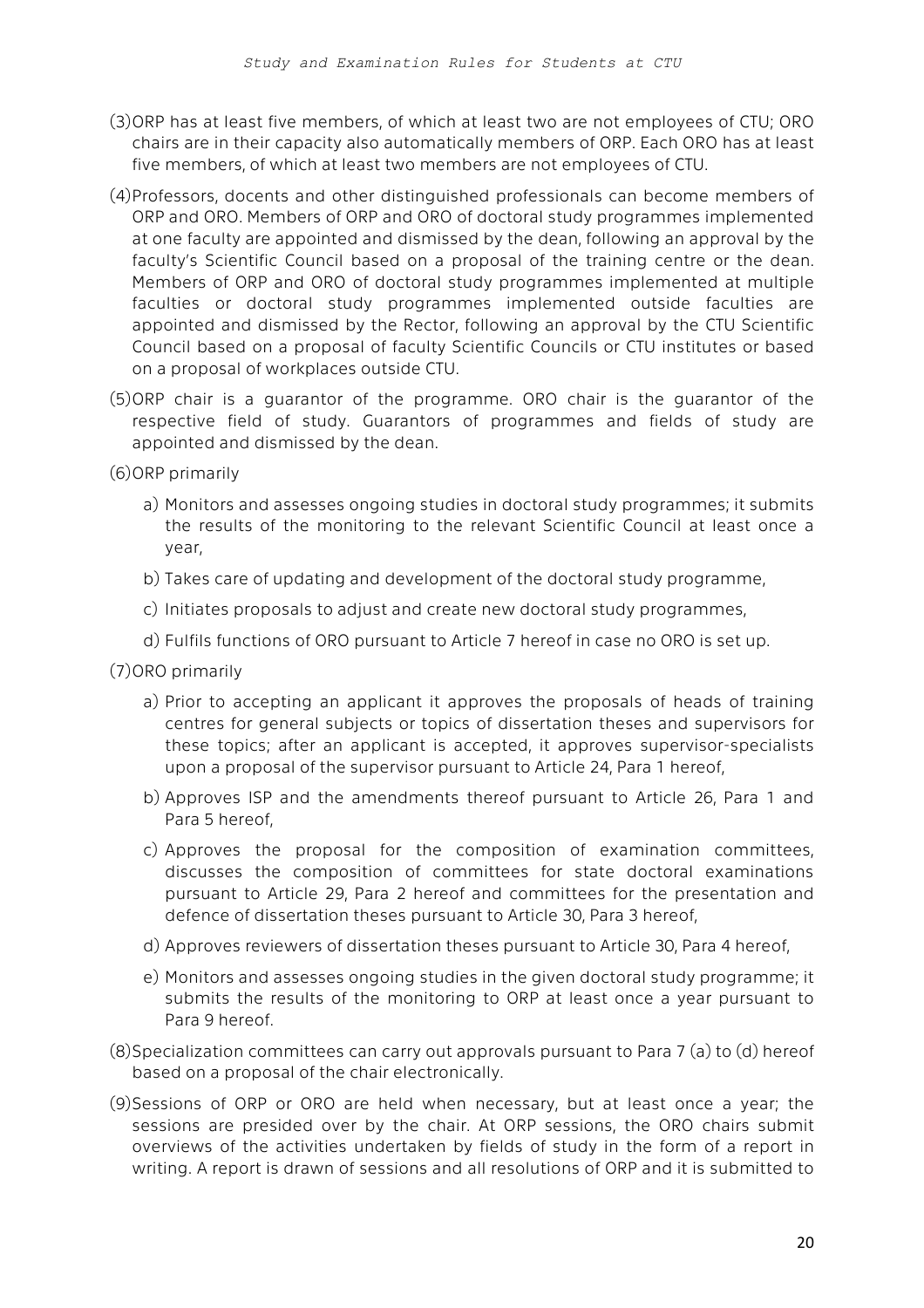(3) ORP has at least five members, of which at least two are not employees of CTU; ORO chairs are in their capacity also automatically members of ORP. Each ORO has at least five members, of which at least two members are not employees of CTU.

(4) Professors, docents and other distinguished professionals can become members of ORP and ORO. Members of ORP and ORO of doctoral study programmes implemented at one faculty are appointed and dismissed by the dean, following an approval by the faculty's Scientific Council based on a proposal of the training centre or the dean. Members of ORP and ORO of doctoral study programmes implemented at multiple faculties or doctoral study programmes implemented outside faculties are appointed and dismissed by the Rector, following an approval by the CTU Scientific Council based on a proposal of faculty Scientific Councils or CTU institutes or based on a proposal of workplaces outside CTU.

(5) ORP chair is a guarantor of the programme. ORO chair is the guarantor of the respective field of study. Guarantors of programmes and fields of study are appointed and dismissed by the dean.

(6) ORP primarily

a) Monitors and assesses ongoing studies in doctoral study programmes; it submits the results of the monitoring to the relevant Scientific Council at least once a year,

b) Takes care of updating and development of the doctoral study programme,

c) Initiates proposals to adjust and create new doctoral study programmes,

d) Fulfils functions of ORO pursuant to Article 7 hereof in case no ORO is set up.

(7) ORO primarily

a) Prior to accepting an applicant it approves the proposals of heads of training centres for general subjects or topics of dissertation theses and supervisors for these topics; after an applicant is accepted, it approves supervisor-specialists upon a proposal of the supervisor pursuant to Article 24, Para 1 hereof,

b) Approves ISP and the amendments thereof pursuant to Article 26, Para 1 and Para 5 hereof,

c) Approves the proposal for the composition of examination committees, discusses the composition of committees for state doctoral examinations pursuant to Article 29, Para 2 hereof and committees for the presentation and defence of dissertation theses pursuant to Article 30, Para 3 hereof,

d) Approves reviewers of dissertation theses pursuant to Article 30, Para 4 hereof,

e) Monitors and assesses ongoing studies in the given doctoral study programme; it submits the results of the monitoring to ORP at least once a year pursuant to Para 9 hereof.

(8) Specialization committees can carry out approvals pursuant to Para 7 (a) to (d) hereof based on a proposal of the chair electronically.

(9) Sessions of ORP or ORO are held when necessary, but at least once a year; the sessions are presided over by the chair. At ORP sessions, the ORO chairs submit overviews of the activities undertaken by fields of study in the form of a report in writing. A report is drawn of sessions and all resolutions of ORP and it is submitted to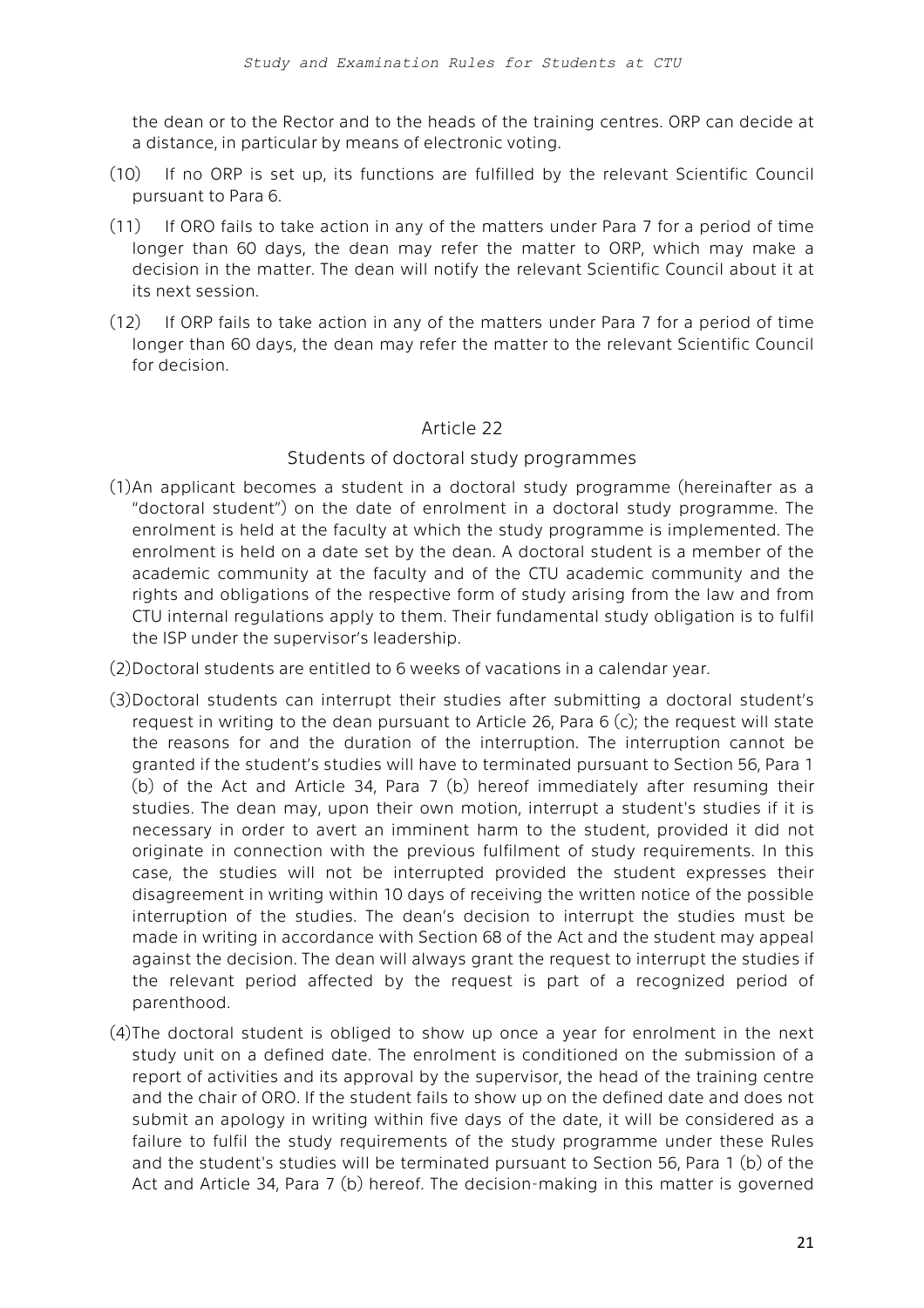the dean or to the Rector and to the heads of the training centres. ORP can decide at a distance, in particular by means of electronic voting.

(10) If no ORP is set up, its functions are fulfilled by the relevant Scientific Council pursuant to Para 6.

(11) If ORO fails to take action in any of the matters under Para 7 for a period of time longer than 60 days, the dean may refer the matter to ORP, which may make a decision in the matter. The dean will notify the relevant Scientific Council about it at its next session.

(12) If ORP fails to take action in any of the matters under Para 7 for a period of time longer than 60 days, the dean may refer the matter to the relevant Scientific Council for decision.

## Article 22

### Students of doctoral study programmes

(1) An applicant becomes a student in a doctoral study programme (hereinafter as a "doctoral student") on the date of enrolment in a doctoral study programme. The enrolment is held at the faculty at which the study programme is implemented. The enrolment is held on a date set by the dean. A doctoral student is a member of the academic community at the faculty and of the CTU academic community and the rights and obligations of the respective form of study arising from the law and from CTU internal regulations apply to them. Their fundamental study obligation is to fulfil the ISP under the supervisor's leadership.

(2) Doctoral students are entitled to 6 weeks of vacations in a calendar year.

(3) Doctoral students can interrupt their studies after submitting a doctoral student's request in writing to the dean pursuant to Article 26, Para 6 (c); the request will state the reasons for and the duration of the interruption. The interruption cannot be granted if the student's studies will have to terminated pursuant to Section 56, Para 1 (b) of the Act and Article 34, Para 7 (b) hereof immediately after resuming their studies. The dean may, upon their own motion, interrupt a student's studies if it is necessary in order to avert an imminent harm to the student, provided it did not originate in connection with the previous fulfilment of study requirements. In this case, the studies will not be interrupted provided the student expresses their disagreement in writing within 10 days of receiving the written notice of the possible interruption of the studies. The dean's decision to interrupt the studies must be made in writing in accordance with Section 68 of the Act and the student may appeal against the decision. The dean will always grant the request to interrupt the studies if the relevant period affected by the request is part of a recognized period of parenthood.

(4) The doctoral student is obliged to show up once a year for enrolment in the next study unit on a defined date. The enrolment is conditioned on the submission of a report of activities and its approval by the supervisor, the head of the training centre and the chair of ORO. If the student fails to show up on the defined date and does not submit an apology in writing within five days of the date, it will be considered as a failure to fulfil the study requirements of the study programme under these Rules and the student's studies will be terminated pursuant to Section 56, Para 1 (b) of the Act and Article 34, Para 7 (b) hereof. The decision-making in this matter is governed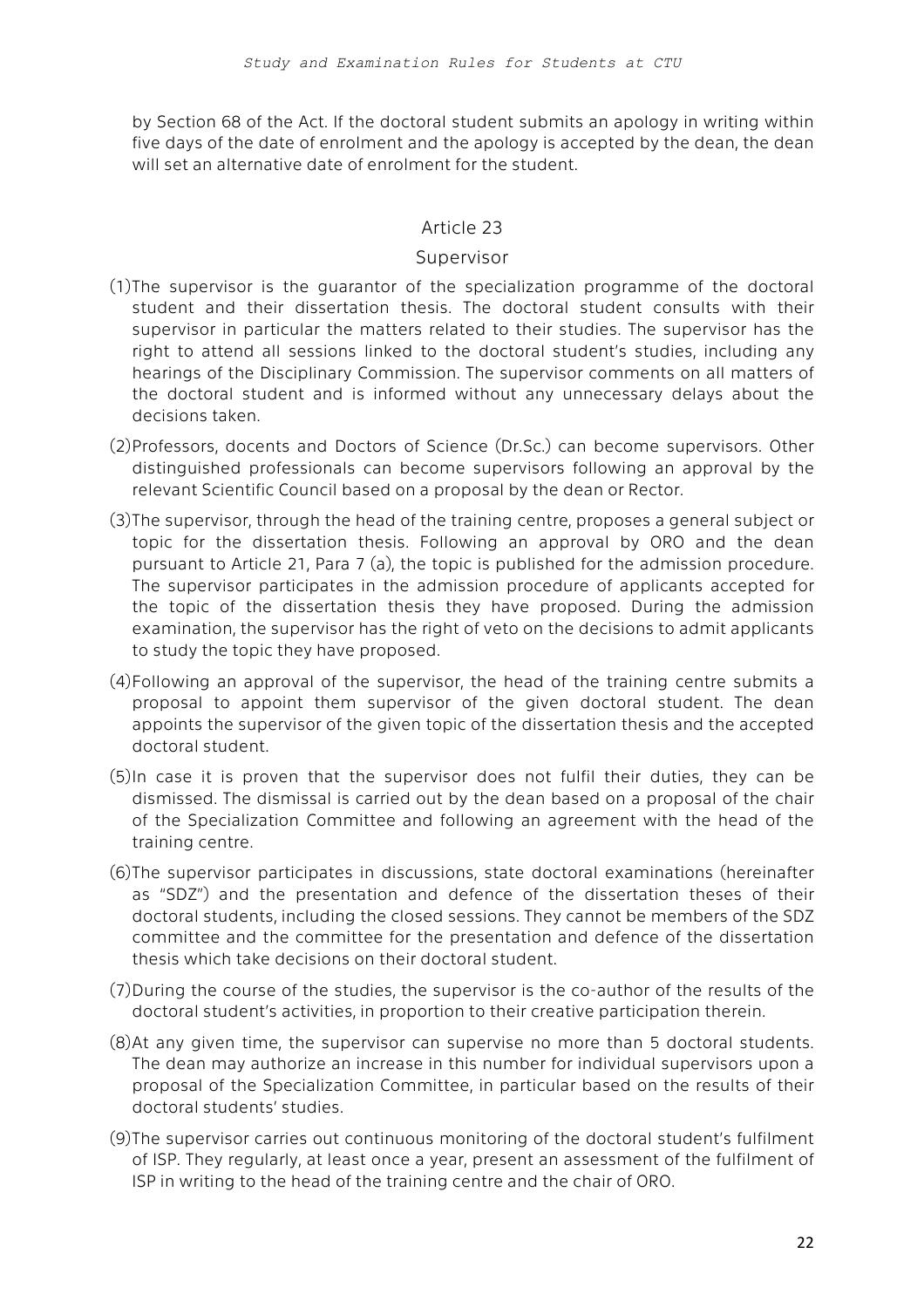by Section 68 of the Act. If the doctoral student submits an apology in writing within five days of the date of enrolment and the apology is accepted by the dean, the dean will set an alternative date of enrolment for the student.

## Article 23

## Supervisor

(1) The supervisor is the guarantor of the specialization programme of the doctoral student and their dissertation thesis. The doctoral student consults with their supervisor in particular the matters related to their studies. The supervisor has the right to attend all sessions linked to the doctoral student's studies, including any hearings of the Disciplinary Commission. The supervisor comments on all matters of the doctoral student and is informed without any unnecessary delays about the decisions taken.

(2) Professors, docents and Doctors of Science (Dr.Sc.) can become supervisors. Other distinguished professionals can become supervisors following an approval by the relevant Scientific Council based on a proposal by the dean or Rector.

(3) The supervisor, through the head of the training centre, proposes a general subject or topic for the dissertation thesis. Following an approval by ORO and the dean pursuant to Article 21, Para 7 (a), the topic is published for the admission procedure. The supervisor participates in the admission procedure of applicants accepted for the topic of the dissertation thesis they have proposed. During the admission examination, the supervisor has the right of veto on the decisions to admit applicants to study the topic they have proposed.

(4) Following an approval of the supervisor, the head of the training centre submits a proposal to appoint them supervisor of the given doctoral student. The dean appoints the supervisor of the given topic of the dissertation thesis and the accepted doctoral student.

(5) In case it is proven that the supervisor does not fulfil their duties, they can be dismissed. The dismissal is carried out by the dean based on a proposal of the chair of the Specialization Committee and following an agreement with the head of the training centre.

(6) The supervisor participates in discussions, state doctoral examinations (hereinafter as "SDZ") and the presentation and defence of the dissertation theses of their doctoral students, including the closed sessions. They cannot be members of the SDZ committee and the committee for the presentation and defence of the dissertation thesis which take decisions on their doctoral student.

(7) During the course of the studies, the supervisor is the co-author of the results of the doctoral student's activities, in proportion to their creative participation therein.

(8) At any given time, the supervisor can supervise no more than 5 doctoral students. The dean may authorize an increase in this number for individual supervisors upon a proposal of the Specialization Committee, in particular based on the results of their doctoral students' studies.

(9) The supervisor carries out continuous monitoring of the doctoral student's fulfilment of ISP. They regularly, at least once a year, present an assessment of the fulfilment of ISP in writing to the head of the training centre and the chair of ORO.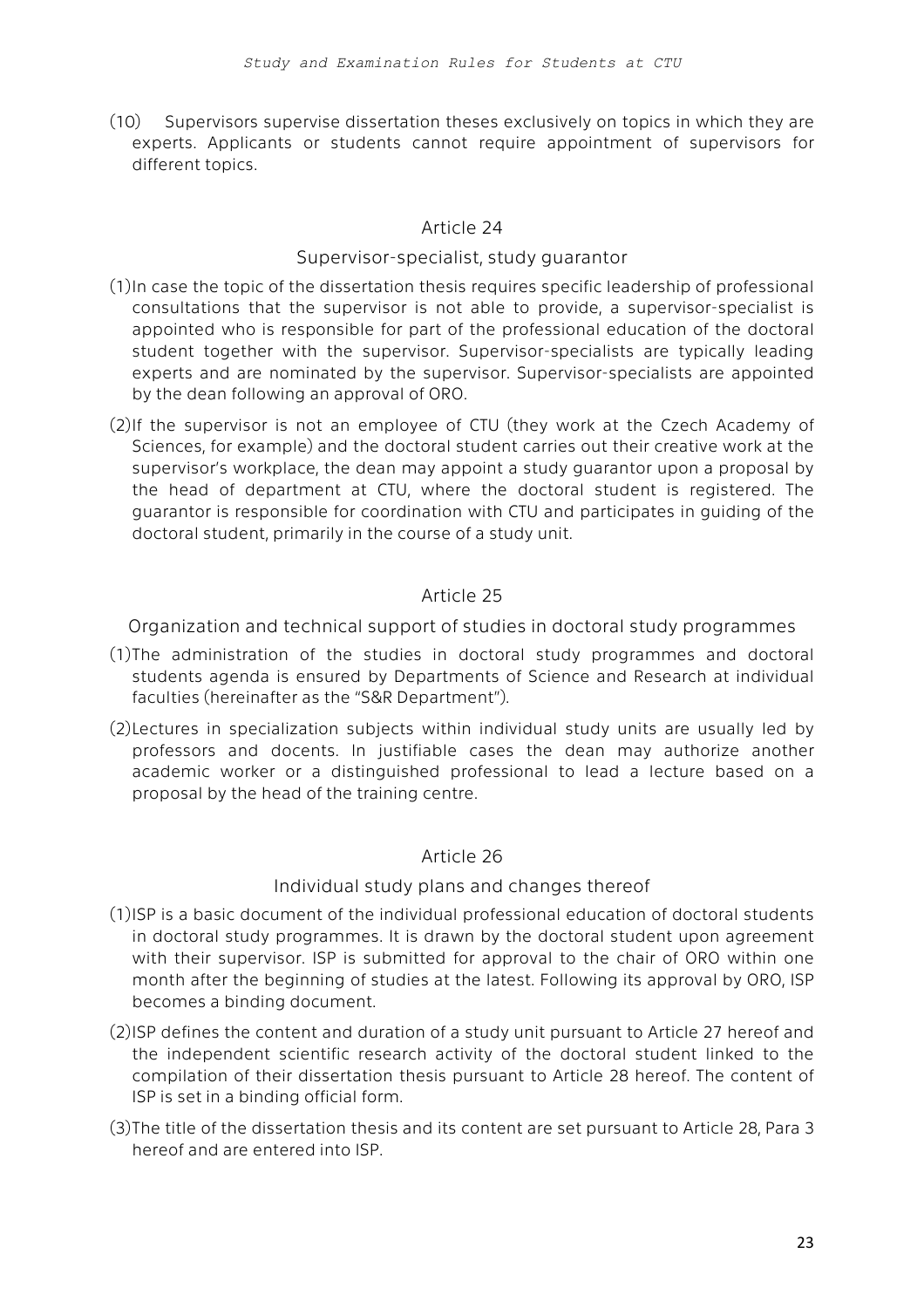(10) Supervisors supervise dissertation theses exclusively on topics in which they are experts. Applicants or students cannot require appointment of supervisors for different topics.

## Article 24

### Supervisor-specialist, study guarantor

(1) In case the topic of the dissertation thesis requires specific leadership of professional consultations that the supervisor is not able to provide, a supervisor-specialist is appointed who is responsible for part of the professional education of the doctoral student together with the supervisor. Supervisor-specialists are typically leading experts and are nominated by the supervisor. Supervisor-specialists are appointed by the dean following an approval of ORO.

(2) If the supervisor is not an employee of CTU (they work at the Czech Academy of Sciences, for example) and the doctoral student carries out their creative work at the supervisor's workplace, the dean may appoint a study guarantor upon a proposal by the head of department at CTU, where the doctoral student is registered. The guarantor is responsible for coordination with CTU and participates in guiding of the doctoral student, primarily in the course of a study unit.

## Article 25

### Organization and technical support of studies in doctoral study programmes

(1) The administration of the studies in doctoral study programmes and doctoral students agenda is ensured by Departments of Science and Research at individual faculties (hereinafter as the "S&R Department").

(2) Lectures in specialization subjects within individual study units are usually led by professors and docents. In justifiable cases the dean may authorize another academic worker or a distinguished professional to lead a lecture based on a proposal by the head of the training centre.

## Article 26

### Individual study plans and changes thereof

(1) ISP is a basic document of the individual professional education of doctoral students in doctoral study programmes. It is drawn by the doctoral student upon agreement with their supervisor. ISP is submitted for approval to the chair of ORO within one month after the beginning of studies at the latest. Following its approval by ORO, ISP becomes a binding document.

(2) ISP defines the content and duration of a study unit pursuant to Article 27 hereof and the independent scientific research activity of the doctoral student linked to the compilation of their dissertation thesis pursuant to Article 28 hereof. The content of ISP is set in a binding official form.

(3) The title of the dissertation thesis and its content are set pursuant to Article 28, Para 3 hereof and are entered into ISP.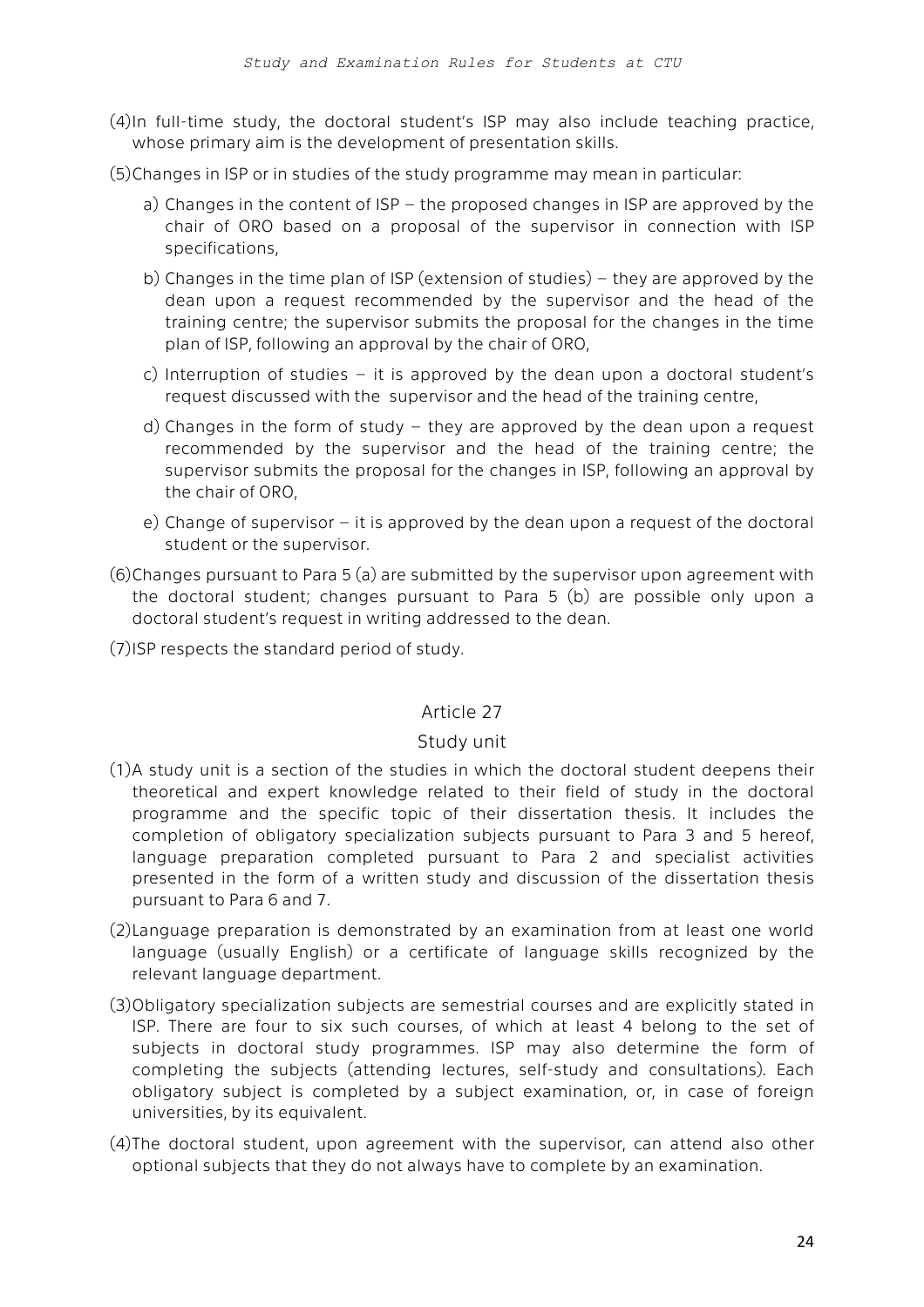(4) In full-time study, the doctoral student's ISP may also include teaching practice, whose primary aim is the development of presentation skills.

(5) Changes in ISP or in studies of the study programme may mean in particular:

a) Changes in the content of ISP – the proposed changes in ISP are approved by the chair of ORO based on a proposal of the supervisor in connection with ISP specifications,

b) Changes in the time plan of ISP (extension of studies) – they are approved by the dean upon a request recommended by the supervisor and the head of the training centre; the supervisor submits the proposal for the changes in the time plan of ISP, following an approval by the chair of ORO,

c) Interruption of studies – it is approved by the dean upon a doctoral student's request discussed with the supervisor and the head of the training centre,

d) Changes in the form of study – they are approved by the dean upon a request recommended by the supervisor and the head of the training centre; the supervisor submits the proposal for the changes in ISP, following an approval by the chair of ORO,

e) Change of supervisor – it is approved by the dean upon a request of the doctoral student or the supervisor.

(6) Changes pursuant to Para 5 (a) are submitted by the supervisor upon agreement with the doctoral student; changes pursuant to Para 5 (b) are possible only upon a doctoral student's request in writing addressed to the dean.

(7) ISP respects the standard period of study.

## Article 27

### Study unit

(1) A study unit is a section of the studies in which the doctoral student deepens their theoretical and expert knowledge related to their field of study in the doctoral programme and the specific topic of their dissertation thesis. It includes the completion of obligatory specialization subjects pursuant to Para 3 and 5 hereof, language preparation completed pursuant to Para 2 and specialist activities presented in the form of a written study and discussion of the dissertation thesis pursuant to Para 6 and 7.

(2) Language preparation is demonstrated by an examination from at least one world language (usually English) or a certificate of language skills recognized by the relevant language department.

(3) Obligatory specialization subjects are semestrial courses and are explicitly stated in ISP. There are four to six such courses, of which at least 4 belong to the set of subjects in doctoral study programmes. ISP may also determine the form of completing the subjects (attending lectures, self-study and consultations). Each obligatory subject is completed by a subject examination, or, in case of foreign universities, by its equivalent.

(4) The doctoral student, upon agreement with the supervisor, can attend also other optional subjects that they do not always have to complete by an examination.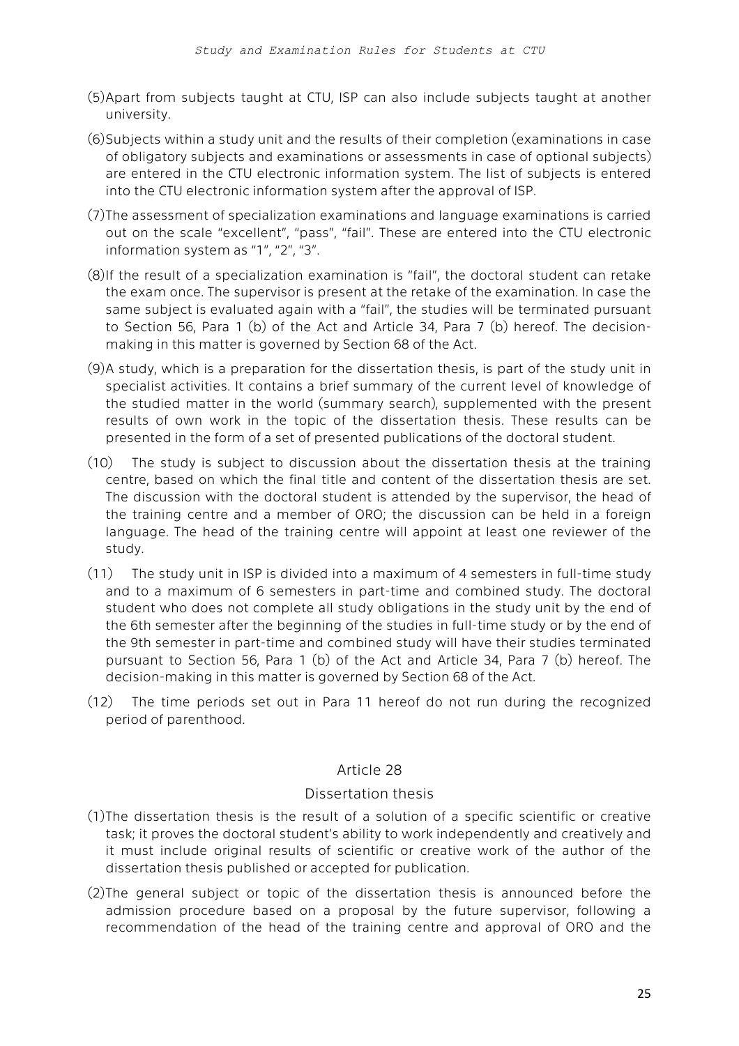(5) Apart from subjects taught at CTU, ISP can also include subjects taught at another university.

(6) Subjects within a study unit and the results of their completion (examinations in case of obligatory subjects and examinations or assessments in case of optional subjects) are entered in the CTU electronic information system. The list of subjects is entered into the CTU electronic information system after the approval of ISP.

(7) The assessment of specialization examinations and language examinations is carried out on the scale "excellent", "pass", "fail". These are entered into the CTU electronic information system as "1", "2", "3".

(8) If the result of a specialization examination is "fail", the doctoral student can retake the exam once. The supervisor is present at the retake of the examination. In case the same subject is evaluated again with a "fail", the studies will be terminated pursuant to Section 56, Para 1 (b) of the Act and Article 34, Para 7 (b) hereof. The decision-making in this matter is governed by Section 68 of the Act.

(9) A study, which is a preparation for the dissertation thesis, is part of the study unit in specialist activities. It contains a brief summary of the current level of knowledge of the studied matter in the world (summary search), supplemented with the present results of own work in the topic of the dissertation thesis. These results can be presented in the form of a set of presented publications of the doctoral student.

(10) The study is subject to discussion about the dissertation thesis at the training centre, based on which the final title and content of the dissertation thesis are set. The discussion with the doctoral student is attended by the supervisor, the head of the training centre and a member of ORO; the discussion can be held in a foreign language. The head of the training centre will appoint at least one reviewer of the study.

(11) The study unit in ISP is divided into a maximum of 4 semesters in full-time study and to a maximum of 6 semesters in part-time and combined study. The doctoral student who does not complete all study obligations in the study unit by the end of the 6th semester after the beginning of the studies in full-time study or by the end of the 9th semester in part-time and combined study will have their studies terminated pursuant to Section 56, Para 1 (b) of the Act and Article 34, Para 7 (b) hereof. The decision-making in this matter is governed by Section 68 of the Act.

(12) The time periods set out in Para 11 hereof do not run during the recognized period of parenthood.

## Article 28

### Dissertation thesis

(1) The dissertation thesis is the result of a solution of a specific scientific or creative task; it proves the doctoral student's ability to work independently and creatively and it must include original results of scientific or creative work of the author of the dissertation thesis published or accepted for publication.

(2) The general subject or topic of the dissertation thesis is announced before the admission procedure based on a proposal by the future supervisor, following a recommendation of the head of the training centre and approval of ORO and the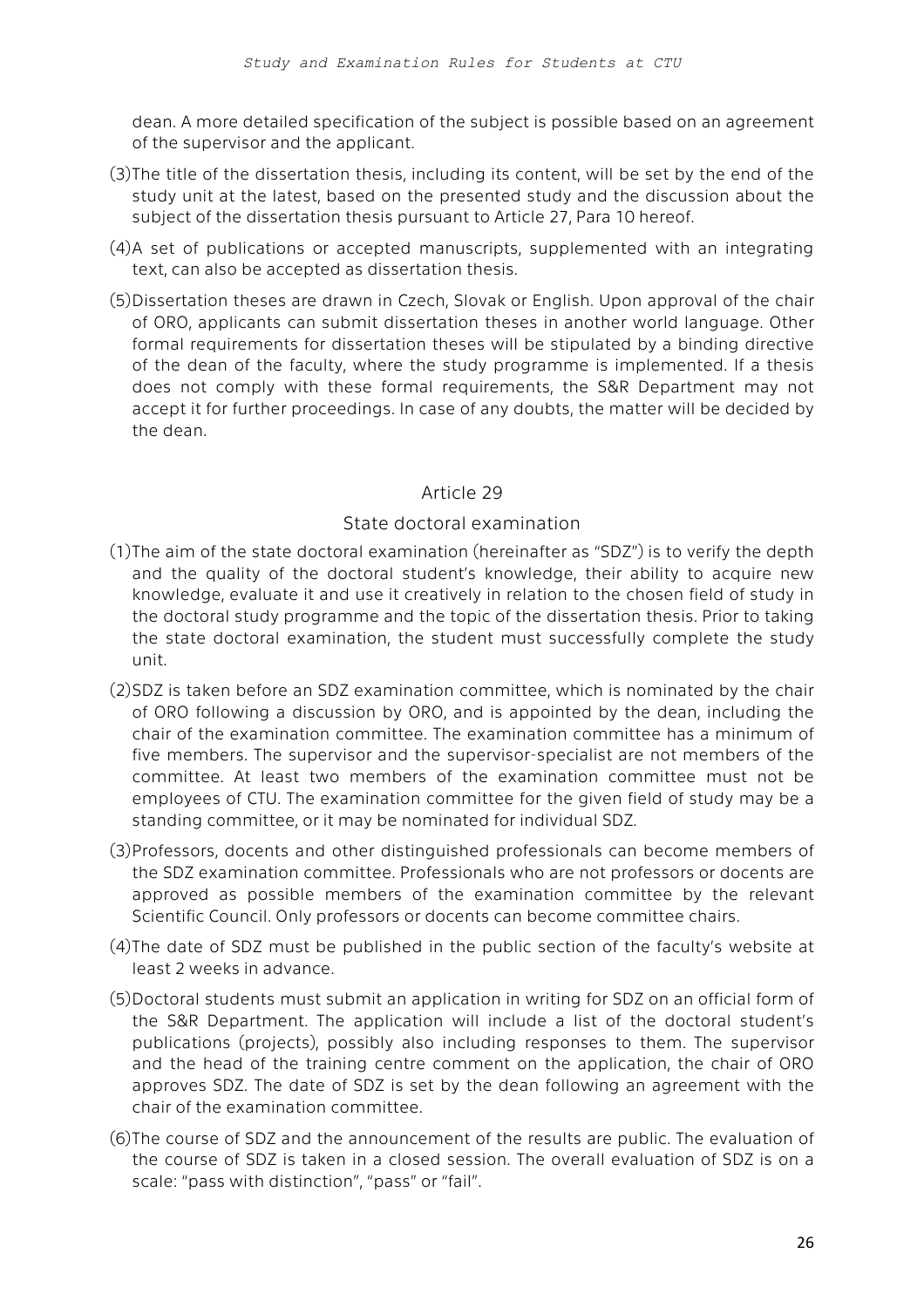dean. A more detailed specification of the subject is possible based on an agreement of the supervisor and the applicant.

(3) The title of the dissertation thesis, including its content, will be set by the end of the study unit at the latest, based on the presented study and the discussion about the subject of the dissertation thesis pursuant to Article 27, Para 10 hereof.

(4) A set of publications or accepted manuscripts, supplemented with an integrating text, can also be accepted as dissertation thesis.

(5) Dissertation theses are drawn in Czech, Slovak or English. Upon approval of the chair of ORO, applicants can submit dissertation theses in another world language. Other formal requirements for dissertation theses will be stipulated by a binding directive of the dean of the faculty, where the study programme is implemented. If a thesis does not comply with these formal requirements, the S&R Department may not accept it for further proceedings. In case of any doubts, the matter will be decided by the dean.

## Article 29

### State doctoral examination

(1) The aim of the state doctoral examination (hereinafter as "SDZ") is to verify the depth and the quality of the doctoral student's knowledge, their ability to acquire new knowledge, evaluate it and use it creatively in relation to the chosen field of study in the doctoral study programme and the topic of the dissertation thesis. Prior to taking the state doctoral examination, the student must successfully complete the study unit.

(2) SDZ is taken before an SDZ examination committee, which is nominated by the chair of ORO following a discussion by ORO, and is appointed by the dean, including the chair of the examination committee. The examination committee has a minimum of five members. The supervisor and the supervisor-specialist are not members of the committee. At least two members of the examination committee must not be employees of CTU. The examination committee for the given field of study may be a standing committee, or it may be nominated for individual SDZ.

(3) Professors, docents and other distinguished professionals can become members of the SDZ examination committee. Professionals who are not professors or docents are approved as possible members of the examination committee by the relevant Scientific Council. Only professors or docents can become committee chairs.

(4) The date of SDZ must be published in the public section of the faculty's website at least 2 weeks in advance.

(5) Doctoral students must submit an application in writing for SDZ on an official form of the S&R Department. The application will include a list of the doctoral student's publications (projects), possibly also including responses to them. The supervisor and the head of the training centre comment on the application, the chair of ORO approves SDZ. The date of SDZ is set by the dean following an agreement with the chair of the examination committee.

(6) The course of SDZ and the announcement of the results are public. The evaluation of the course of SDZ is taken in a closed session. The overall evaluation of SDZ is on a scale: "pass with distinction", "pass" or "fail".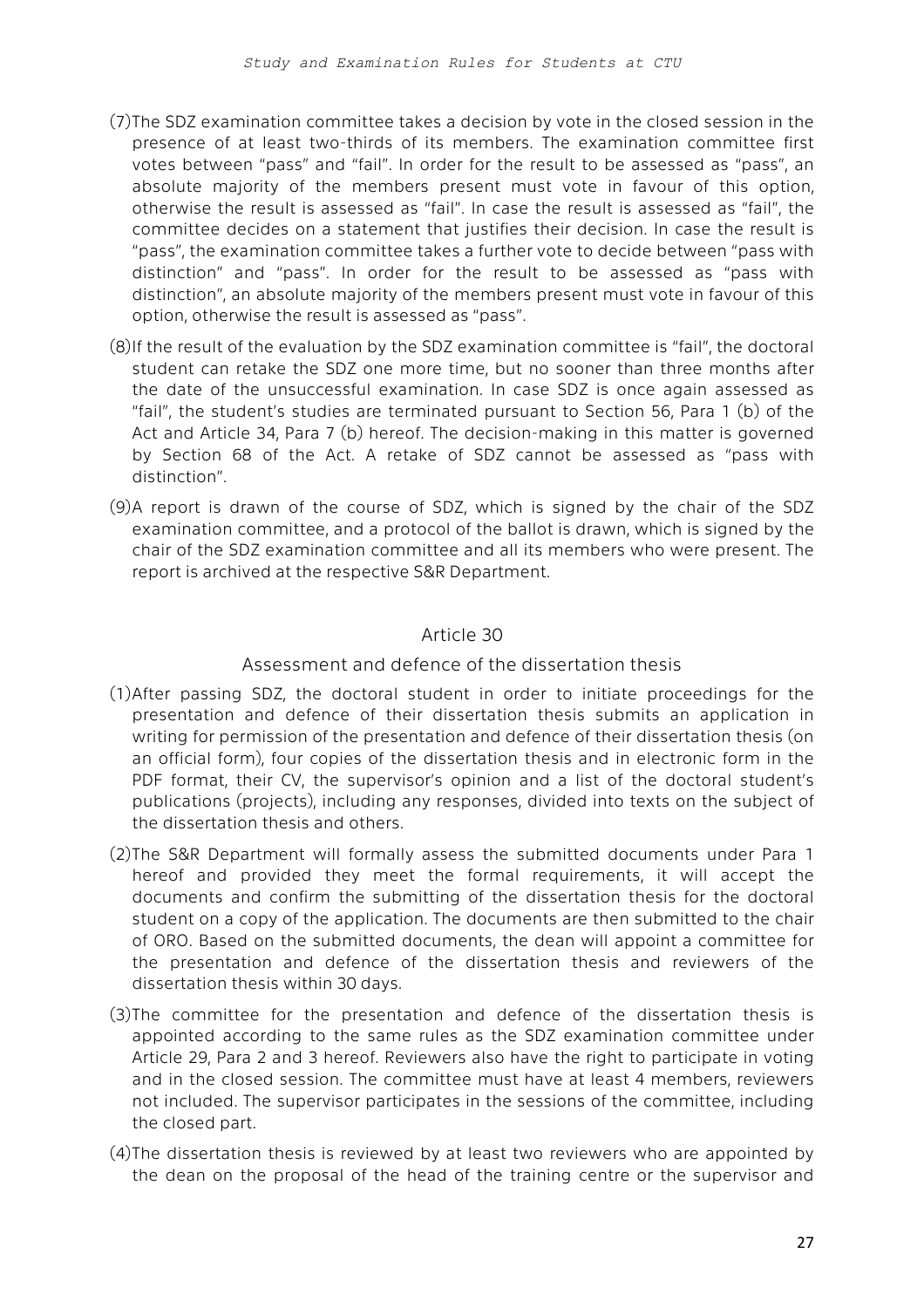(7)The SDZ examination committee takes a decision by vote in the closed session in the presence of at least two-thirds of its members. The examination committee first votes between "pass" and "fail". In order for the result to be assessed as "pass", an absolute majority of the members present must vote in favour of this option, otherwise the result is assessed as "fail". In case the result is assessed as "fail", the committee decides on a statement that justifies their decision. In case the result is "pass", the examination committee takes a further vote to decide between "pass with distinction" and "pass". In order for the result to be assessed as "pass with distinction", an absolute majority of the members present must vote in favour of this option, otherwise the result is assessed as "pass".

(8)If the result of the evaluation by the SDZ examination committee is "fail", the doctoral student can retake the SDZ one more time, but no sooner than three months after the date of the unsuccessful examination. In case SDZ is once again assessed as "fail", the student's studies are terminated pursuant to Section 56, Para 1 (b) of the Act and Article 34, Para 7 (b) hereof. The decision-making in this matter is governed by Section 68 of the Act. A retake of SDZ cannot be assessed as "pass with distinction".

(9)A report is drawn of the course of SDZ, which is signed by the chair of the SDZ examination committee, and a protocol of the ballot is drawn, which is signed by the chair of the SDZ examination committee and all its members who were present. The report is archived at the respective S&R Department.

## Article 30

### Assessment and defence of the dissertation thesis

(1)After passing SDZ, the doctoral student in order to initiate proceedings for the presentation and defence of their dissertation thesis submits an application in writing for permission of the presentation and defence of their dissertation thesis (on an official form), four copies of the dissertation thesis and in electronic form in the PDF format, their CV, the supervisor's opinion and a list of the doctoral student's publications (projects), including any responses, divided into texts on the subject of the dissertation thesis and others.

(2)The S&R Department will formally assess the submitted documents under Para 1 hereof and provided they meet the formal requirements, it will accept the documents and confirm the submitting of the dissertation thesis for the doctoral student on a copy of the application. The documents are then submitted to the chair of ORO. Based on the submitted documents, the dean will appoint a committee for the presentation and defence of the dissertation thesis and reviewers of the dissertation thesis within 30 days.

(3)The committee for the presentation and defence of the dissertation thesis is appointed according to the same rules as the SDZ examination committee under Article 29, Para 2 and 3 hereof. Reviewers also have the right to participate in voting and in the closed session. The committee must have at least 4 members, reviewers not included. The supervisor participates in the sessions of the committee, including the closed part.

(4)The dissertation thesis is reviewed by at least two reviewers who are appointed by the dean on the proposal of the head of the training centre or the supervisor and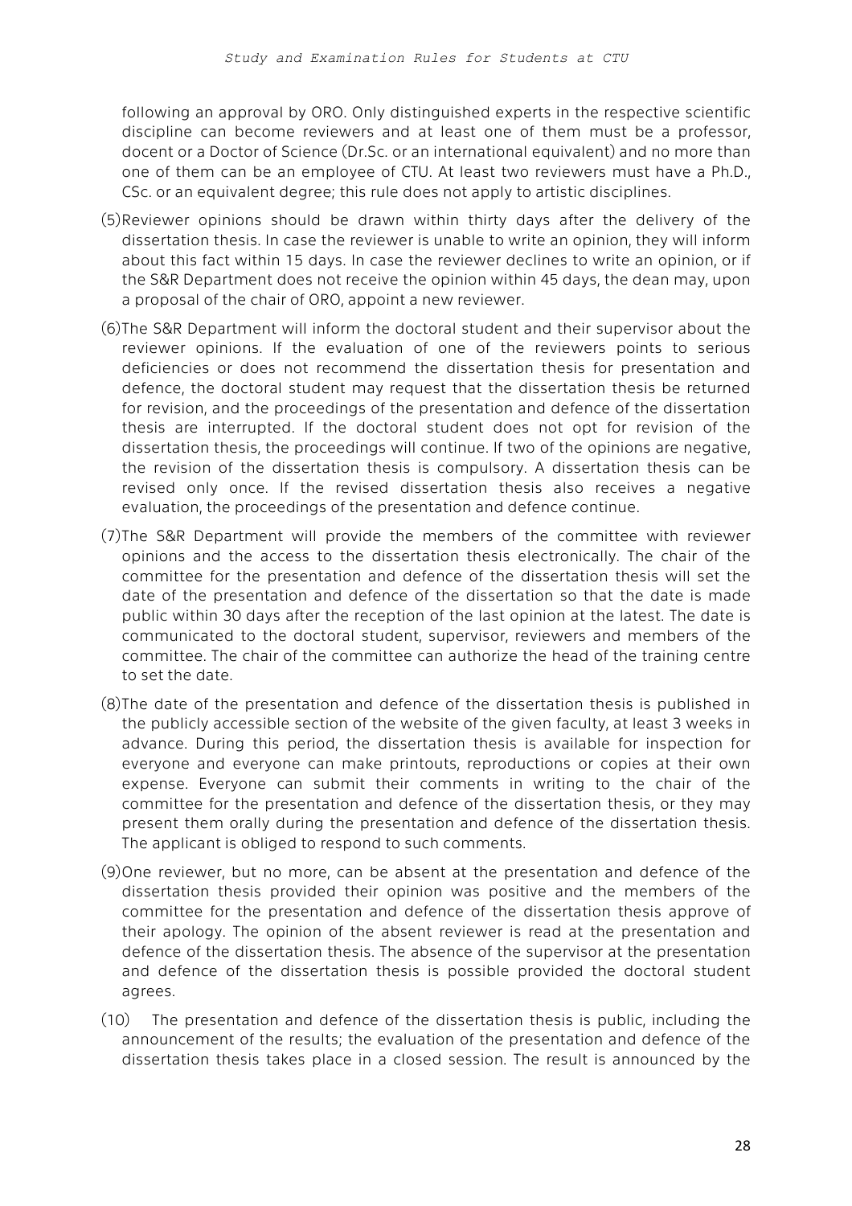following an approval by ORO. Only distinguished experts in the respective scientific discipline can become reviewers and at least one of them must be a professor, docent or a Doctor of Science (Dr.Sc. or an international equivalent) and no more than one of them can be an employee of CTU. At least two reviewers must have a Ph.D., CSc. or an equivalent degree; this rule does not apply to artistic disciplines.

(5) Reviewer opinions should be drawn within thirty days after the delivery of the dissertation thesis. In case the reviewer is unable to write an opinion, they will inform about this fact within 15 days. In case the reviewer declines to write an opinion, or if the S&R Department does not receive the opinion within 45 days, the dean may, upon a proposal of the chair of ORO, appoint a new reviewer.

(6) The S&R Department will inform the doctoral student and their supervisor about the reviewer opinions. If the evaluation of one of the reviewers points to serious deficiencies or does not recommend the dissertation thesis for presentation and defence, the doctoral student may request that the dissertation thesis be returned for revision, and the proceedings of the presentation and defence of the dissertation thesis are interrupted. If the doctoral student does not opt for revision of the dissertation thesis, the proceedings will continue. If two of the opinions are negative, the revision of the dissertation thesis is compulsory. A dissertation thesis can be revised only once. If the revised dissertation thesis also receives a negative evaluation, the proceedings of the presentation and defence continue.

(7) The S&R Department will provide the members of the committee with reviewer opinions and the access to the dissertation thesis electronically. The chair of the committee for the presentation and defence of the dissertation thesis will set the date of the presentation and defence of the dissertation so that the date is made public within 30 days after the reception of the last opinion at the latest. The date is communicated to the doctoral student, supervisor, reviewers and members of the committee. The chair of the committee can authorize the head of the training centre to set the date.

(8) The date of the presentation and defence of the dissertation thesis is published in the publicly accessible section of the website of the given faculty, at least 3 weeks in advance. During this period, the dissertation thesis is available for inspection for everyone and everyone can make printouts, reproductions or copies at their own expense. Everyone can submit their comments in writing to the chair of the committee for the presentation and defence of the dissertation thesis, or they may present them orally during the presentation and defence of the dissertation thesis. The applicant is obliged to respond to such comments.

(9) One reviewer, but no more, can be absent at the presentation and defence of the dissertation thesis provided their opinion was positive and the members of the committee for the presentation and defence of the dissertation thesis approve of their apology. The opinion of the absent reviewer is read at the presentation and defence of the dissertation thesis. The absence of the supervisor at the presentation and defence of the dissertation thesis is possible provided the doctoral student agrees.

(10) The presentation and defence of the dissertation thesis is public, including the announcement of the results; the evaluation of the presentation and defence of the dissertation thesis takes place in a closed session. The result is announced by the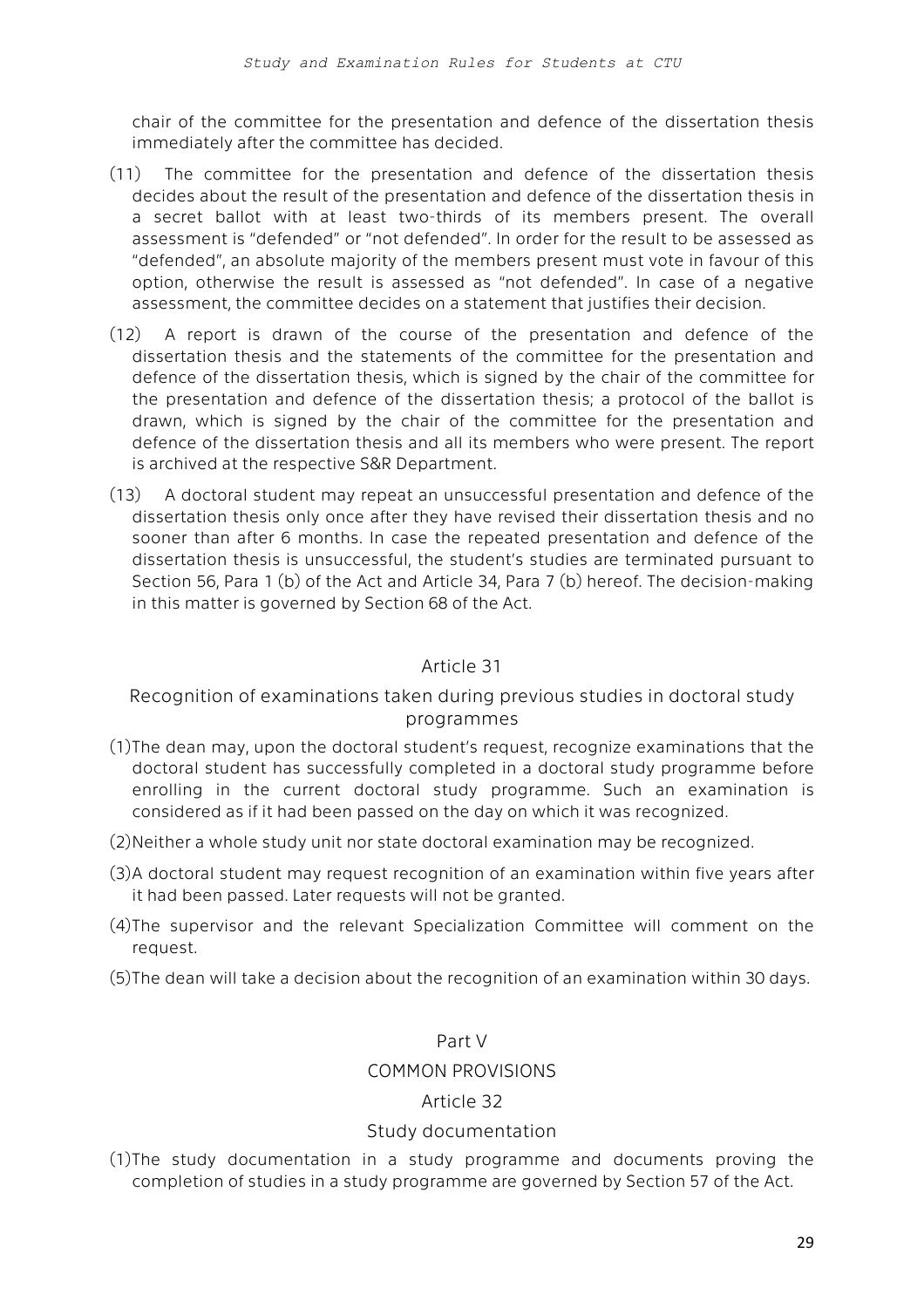chair of the committee for the presentation and defence of the dissertation thesis immediately after the committee has decided.

(11) The committee for the presentation and defence of the dissertation thesis decides about the result of the presentation and defence of the dissertation thesis in a secret ballot with at least two-thirds of its members present. The overall assessment is "defended" or "not defended". In order for the result to be assessed as "defended", an absolute majority of the members present must vote in favour of this option, otherwise the result is assessed as "not defended". In case of a negative assessment, the committee decides on a statement that justifies their decision.

(12) A report is drawn of the course of the presentation and defence of the dissertation thesis and the statements of the committee for the presentation and defence of the dissertation thesis, which is signed by the chair of the committee for the presentation and defence of the dissertation thesis; a protocol of the ballot is drawn, which is signed by the chair of the committee for the presentation and defence of the dissertation thesis and all its members who were present. The report is archived at the respective S&R Department.

(13) A doctoral student may repeat an unsuccessful presentation and defence of the dissertation thesis only once after they have revised their dissertation thesis and no sooner than after 6 months. In case the repeated presentation and defence of the dissertation thesis is unsuccessful, the student's studies are terminated pursuant to Section 56, Para 1 (b) of the Act and Article 34, Para 7 (b) hereof. The decision-making in this matter is governed by Section 68 of the Act.

## Article 31

### Recognition of examinations taken during previous studies in doctoral study programmes

(1) The dean may, upon the doctoral student's request, recognize examinations that the doctoral student has successfully completed in a doctoral study programme before enrolling in the current doctoral study programme. Such an examination is considered as if it had been passed on the day on which it was recognized.

(2) Neither a whole study unit nor state doctoral examination may be recognized.

(3) A doctoral student may request recognition of an examination within five years after it had been passed. Later requests will not be granted.

(4) The supervisor and the relevant Specialization Committee will comment on the request.

(5) The dean will take a decision about the recognition of an examination within 30 days.

# Part V

# COMMON PROVISIONS

## Article 32

### Study documentation

(1) The study documentation in a study programme and documents proving the completion of studies in a study programme are governed by Section 57 of the Act.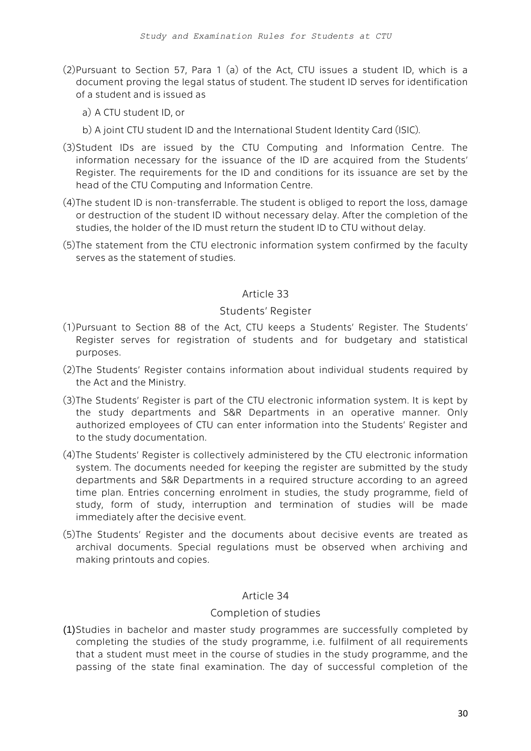(2) Pursuant to Section 57, Para 1 (a) of the Act, CTU issues a student ID, which is a document proving the legal status of student. The student ID serves for identification of a student and is issued as

   a) A CTU student ID, or

   b) A joint CTU student ID and the International Student Identity Card (ISIC).

(3) Student IDs are issued by the CTU Computing and Information Centre. The information necessary for the issuance of the ID are acquired from the Students' Register. The requirements for the ID and conditions for its issuance are set by the head of the CTU Computing and Information Centre.

(4) The student ID is non-transferrable. The student is obliged to report the loss, damage or destruction of the student ID without necessary delay. After the completion of the studies, the holder of the ID must return the student ID to CTU without delay.

(5) The statement from the CTU electronic information system confirmed by the faculty serves as the statement of studies.

## Article 33

### Students' Register

(1) Pursuant to Section 88 of the Act, CTU keeps a Students' Register. The Students' Register serves for registration of students and for budgetary and statistical purposes.

(2) The Students' Register contains information about individual students required by the Act and the Ministry.

(3) The Students' Register is part of the CTU electronic information system. It is kept by the study departments and S&R Departments in an operative manner. Only authorized employees of CTU can enter information into the Students' Register and to the study documentation.

(4) The Students' Register is collectively administered by the CTU electronic information system. The documents needed for keeping the register are submitted by the study departments and S&R Departments in a required structure according to an agreed time plan. Entries concerning enrolment in studies, the study programme, field of study, form of study, interruption and termination of studies will be made immediately after the decisive event.

(5) The Students' Register and the documents about decisive events are treated as archival documents. Special regulations must be observed when archiving and making printouts and copies.

## Article 34

### Completion of studies

**(1)** Studies in bachelor and master study programmes are successfully completed by completing the studies of the study programme, i.e. fulfilment of all requirements that a student must meet in the course of studies in the study programme, and the passing of the state final examination. The day of successful completion of the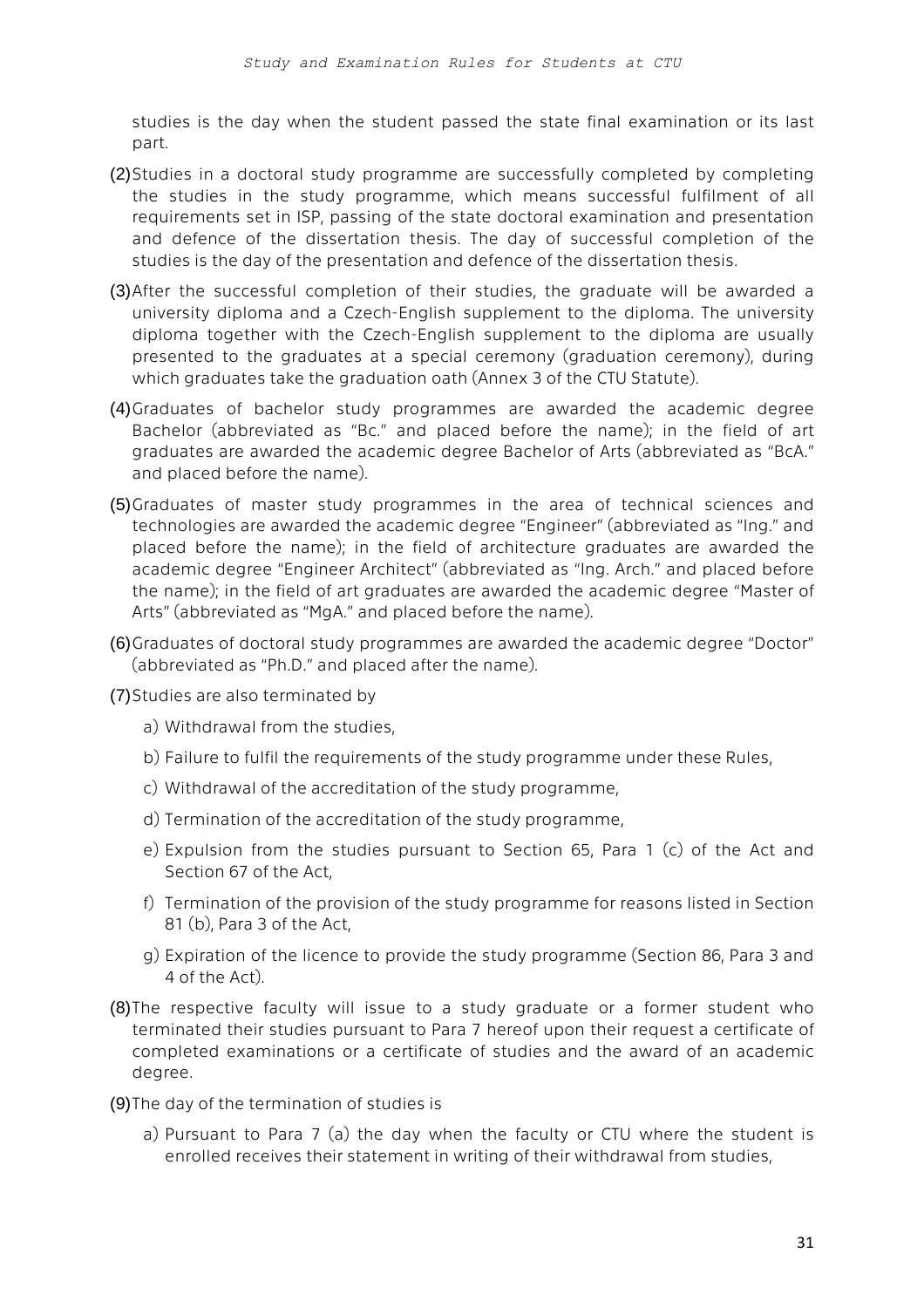studies is the day when the student passed the state final examination or its last part.

(2) Studies in a doctoral study programme are successfully completed by completing the studies in the study programme, which means successful fulfilment of all requirements set in ISP, passing of the state doctoral examination and presentation and defence of the dissertation thesis. The day of successful completion of the studies is the day of the presentation and defence of the dissertation thesis.

(3) After the successful completion of their studies, the graduate will be awarded a university diploma and a Czech-English supplement to the diploma. The university diploma together with the Czech-English supplement to the diploma are usually presented to the graduates at a special ceremony (graduation ceremony), during which graduates take the graduation oath (Annex 3 of the CTU Statute).

(4) Graduates of bachelor study programmes are awarded the academic degree Bachelor (abbreviated as "Bc." and placed before the name); in the field of art graduates are awarded the academic degree Bachelor of Arts (abbreviated as "BcA." and placed before the name).

(5) Graduates of master study programmes in the area of technical sciences and technologies are awarded the academic degree "Engineer" (abbreviated as "Ing." and placed before the name); in the field of architecture graduates are awarded the academic degree "Engineer Architect" (abbreviated as "Ing. Arch." and placed before the name); in the field of art graduates are awarded the academic degree "Master of Arts" (abbreviated as "MgA." and placed before the name).

(6) Graduates of doctoral study programmes are awarded the academic degree "Doctor" (abbreviated as "Ph.D." and placed after the name).

(7) Studies are also terminated by

a) Withdrawal from the studies,

b) Failure to fulfil the requirements of the study programme under these Rules,

c) Withdrawal of the accreditation of the study programme,

d) Termination of the accreditation of the study programme,

e) Expulsion from the studies pursuant to Section 65, Para 1 (c) of the Act and Section 67 of the Act,

f) Termination of the provision of the study programme for reasons listed in Section 81 (b), Para 3 of the Act,

g) Expiration of the licence to provide the study programme (Section 86, Para 3 and 4 of the Act).

(8) The respective faculty will issue to a study graduate or a former student who terminated their studies pursuant to Para 7 hereof upon their request a certificate of completed examinations or a certificate of studies and the award of an academic degree.

(9) The day of the termination of studies is

a) Pursuant to Para 7 (a) the day when the faculty or CTU where the student is enrolled receives their statement in writing of their withdrawal from studies,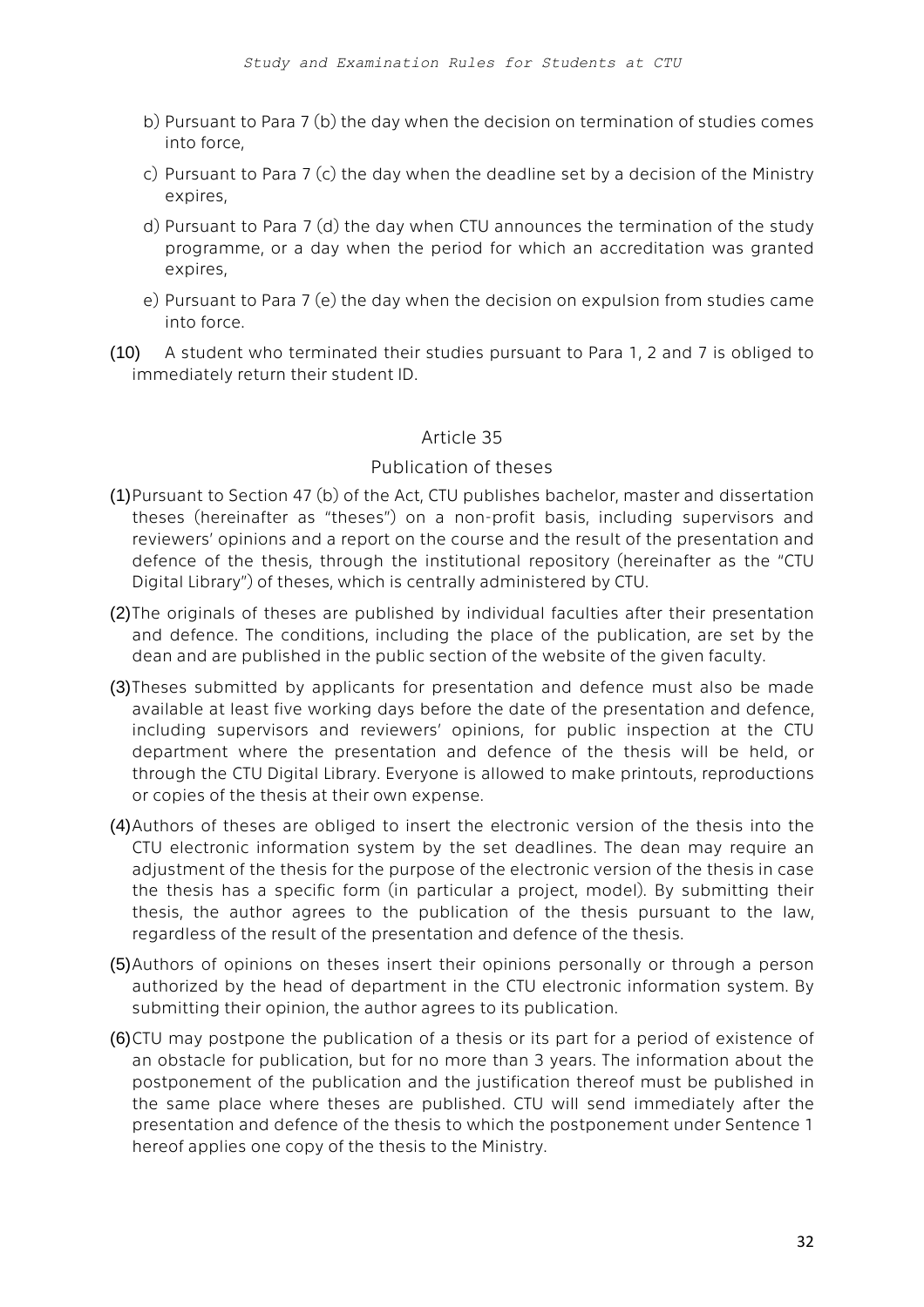b) Pursuant to Para 7 (b) the day when the decision on termination of studies comes into force,

c) Pursuant to Para 7 (c) the day when the deadline set by a decision of the Ministry expires,

d) Pursuant to Para 7 (d) the day when CTU announces the termination of the study programme, or a day when the period for which an accreditation was granted expires,

e) Pursuant to Para 7 (e) the day when the decision on expulsion from studies came into force.

**(10)** A student who terminated their studies pursuant to Para 1, 2 and 7 is obliged to immediately return their student ID.

## Article 35

### Publication of theses

**(1)** Pursuant to Section 47 (b) of the Act, CTU publishes bachelor, master and dissertation theses (hereinafter as "theses") on a non-profit basis, including supervisors and reviewers' opinions and a report on the course and the result of the presentation and defence of the thesis, through the institutional repository (hereinafter as the "CTU Digital Library") of theses, which is centrally administered by CTU.

**(2)** The originals of theses are published by individual faculties after their presentation and defence. The conditions, including the place of the publication, are set by the dean and are published in the public section of the website of the given faculty.

**(3)** Theses submitted by applicants for presentation and defence must also be made available at least five working days before the date of the presentation and defence, including supervisors and reviewers' opinions, for public inspection at the CTU department where the presentation and defence of the thesis will be held, or through the CTU Digital Library. Everyone is allowed to make printouts, reproductions or copies of the thesis at their own expense.

**(4)** Authors of theses are obliged to insert the electronic version of the thesis into the CTU electronic information system by the set deadlines. The dean may require an adjustment of the thesis for the purpose of the electronic version of the thesis in case the thesis has a specific form (in particular a project, model). By submitting their thesis, the author agrees to the publication of the thesis pursuant to the law, regardless of the result of the presentation and defence of the thesis.

**(5)** Authors of opinions on theses insert their opinions personally or through a person authorized by the head of department in the CTU electronic information system. By submitting their opinion, the author agrees to its publication.

**(6)** CTU may postpone the publication of a thesis or its part for a period of existence of an obstacle for publication, but for no more than 3 years. The information about the postponement of the publication and the justification thereof must be published in the same place where theses are published. CTU will send immediately after the presentation and defence of the thesis to which the postponement under Sentence 1 hereof applies one copy of the thesis to the Ministry.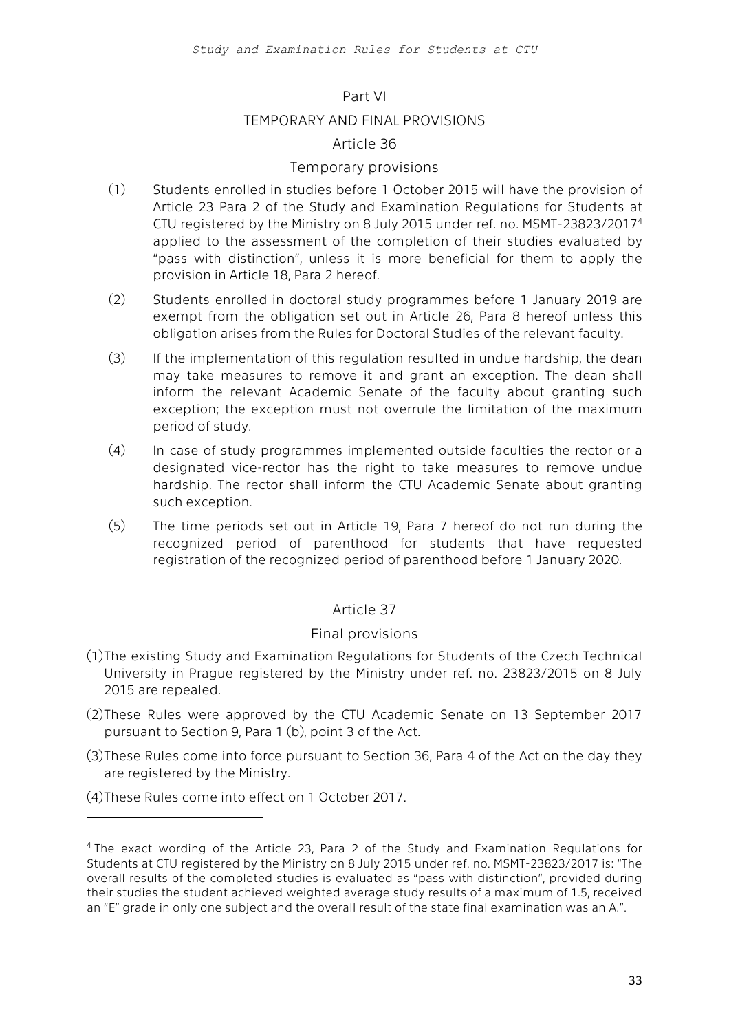## Part VI

## TEMPORARY AND FINAL PROVISIONS

### Article 36

### Temporary provisions

(1) Students enrolled in studies before 1 October 2015 will have the provision of Article 23 Para 2 of the Study and Examination Regulations for Students at CTU registered by the Ministry on 8 July 2015 under ref. no. MSMT-23823/2017[4] applied to the assessment of the completion of their studies evaluated by "pass with distinction", unless it is more beneficial for them to apply the provision in Article 18, Para 2 hereof.

(2) Students enrolled in doctoral study programmes before 1 January 2019 are exempt from the obligation set out in Article 26, Para 8 hereof unless this obligation arises from the Rules for Doctoral Studies of the relevant faculty.

(3) If the implementation of this regulation resulted in undue hardship, the dean may take measures to remove it and grant an exception. The dean shall inform the relevant Academic Senate of the faculty about granting such exception; the exception must not overrule the limitation of the maximum period of study.

(4) In case of study programmes implemented outside faculties the rector or a designated vice-rector has the right to take measures to remove undue hardship. The rector shall inform the CTU Academic Senate about granting such exception.

(5) The time periods set out in Article 19, Para 7 hereof do not run during the recognized period of parenthood for students that have requested registration of the recognized period of parenthood before 1 January 2020.

### Article 37

### Final provisions

(1) The existing Study and Examination Regulations for Students of the Czech Technical University in Prague registered by the Ministry under ref. no. 23823/2015 on 8 July 2015 are repealed.

(2) These Rules were approved by the CTU Academic Senate on 13 September 2017 pursuant to Section 9, Para 1 (b), point 3 of the Act.

(3) These Rules come into force pursuant to Section 36, Para 4 of the Act on the day they are registered by the Ministry.

(4) These Rules come into effect on 1 October 2017.

---

[4] The exact wording of the Article 23, Para 2 of the Study and Examination Regulations for Students at CTU registered by the Ministry on 8 July 2015 under ref. no. MSMT-23823/2017 is: "The overall results of the completed studies is evaluated as "pass with distinction", provided during their studies the student achieved weighted average study results of a maximum of 1.5, received an "E" grade in only one subject and the overall result of the state final examination was an A.".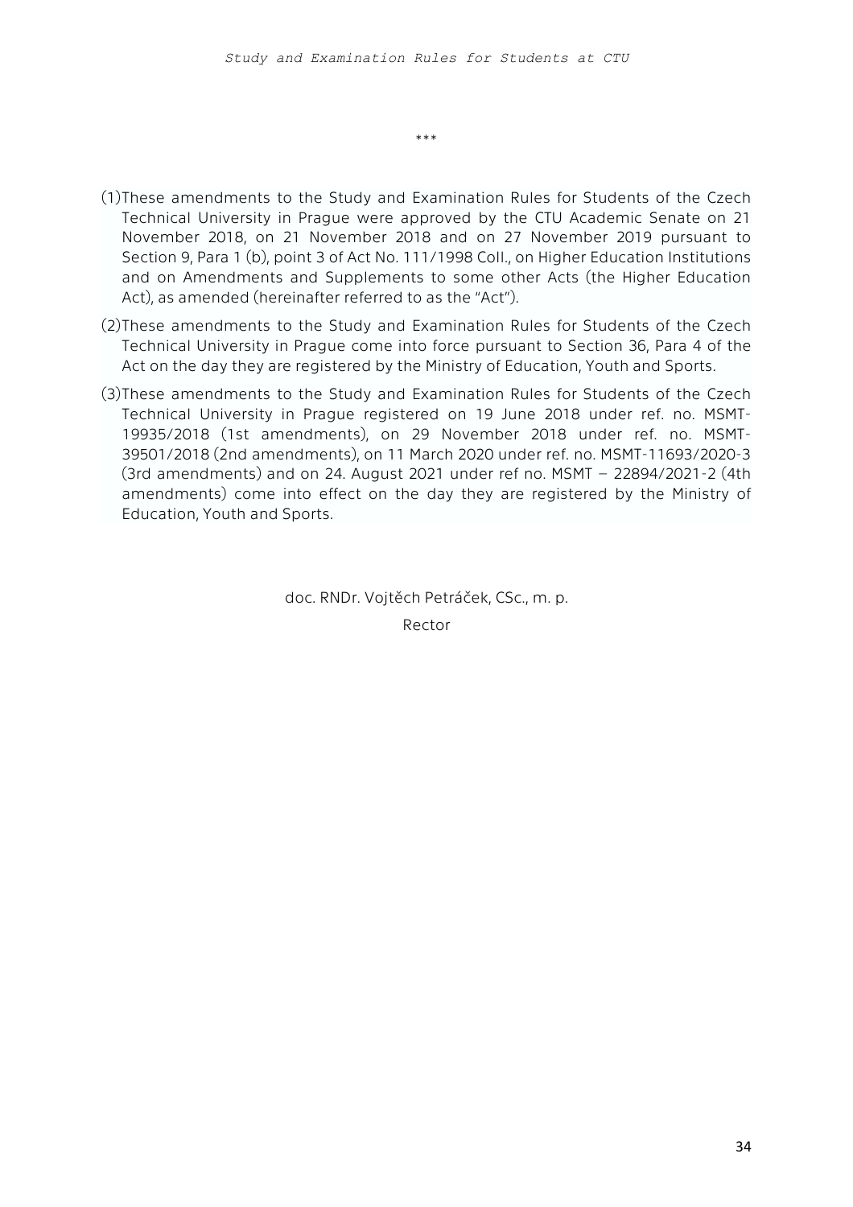\*\*\*

(1) These amendments to the Study and Examination Rules for Students of the Czech Technical University in Prague were approved by the CTU Academic Senate on 21 November 2018, on 21 November 2018 and on 27 November 2019 pursuant to Section 9, Para 1 (b), point 3 of Act No. 111/1998 Coll., on Higher Education Institutions and on Amendments and Supplements to some other Acts (the Higher Education Act), as amended (hereinafter referred to as the "Act").

(2) These amendments to the Study and Examination Rules for Students of the Czech Technical University in Prague come into force pursuant to Section 36, Para 4 of the Act on the day they are registered by the Ministry of Education, Youth and Sports.

(3) These amendments to the Study and Examination Rules for Students of the Czech Technical University in Prague registered on 19 June 2018 under ref. no. MSMT-19935/2018 (1st amendments), on 29 November 2018 under ref. no. MSMT-39501/2018 (2nd amendments), on 11 March 2020 under ref. no. MSMT-11693/2020-3 (3rd amendments) and on 24. August 2021 under ref no. MSMT – 22894/2021-2 (4th amendments) come into effect on the day they are registered by the Ministry of Education, Youth and Sports.

doc. RNDr. Vojtěch Petráček, CSc., m. p.

Rector